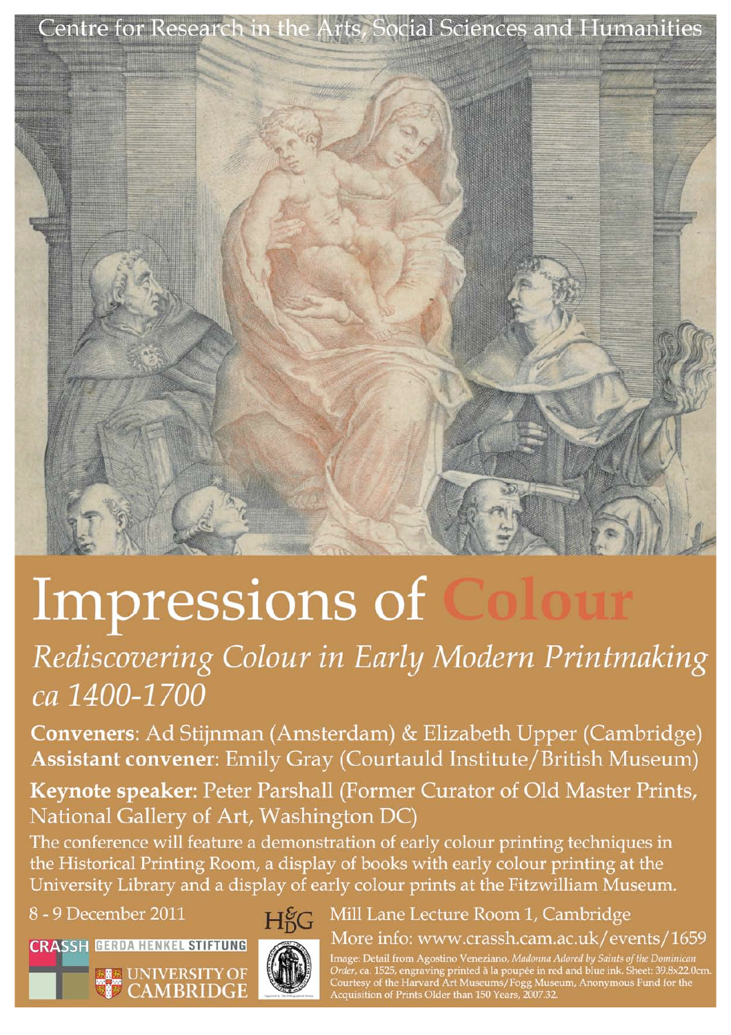Centre for Research in the Arts, Social Sciences and Humanities

# Impressions of Colour

## *Rediscovering Colour in Early Modern Printmaking ca 1400-1700*

**Conveners**: Ad Stijnman (Amsterdam) & Elizabeth Upper (Cambridge)
**Assistant convener**: Emily Gray (Courtauld Institute/British Museum)

**Keynote speaker:** Peter Parshall (Former Curator of Old Master Prints, National Gallery of Art, Washington DC)

The conference will feature a demonstration of early colour printing techniques in the Historical Printing Room, a display of books with early colour printing at the University Library and a display of early colour prints at the Fitzwilliam Museum.

8 - 9 December 2011

Mill Lane Lecture Room 1, Cambridge

More info: www.crassh.cam.ac.uk/events/1659

CRASSH GERDA HENKEL STIFTUNG UNIVERSITY OF CAMBRIDGE H&G

Image: Detail from Agostino Veneziano, *Madonna Adored by Saints of the Dominican Order*, ca. 1525, engraving printed à la poupée in red and blue ink. Sheet: 39.8x22.0cm. Courtesy of the Harvard Art Museums/Fogg Museum, Anonymous Fund for the Acquisition of Prints Older than 150 Years, 2007.32.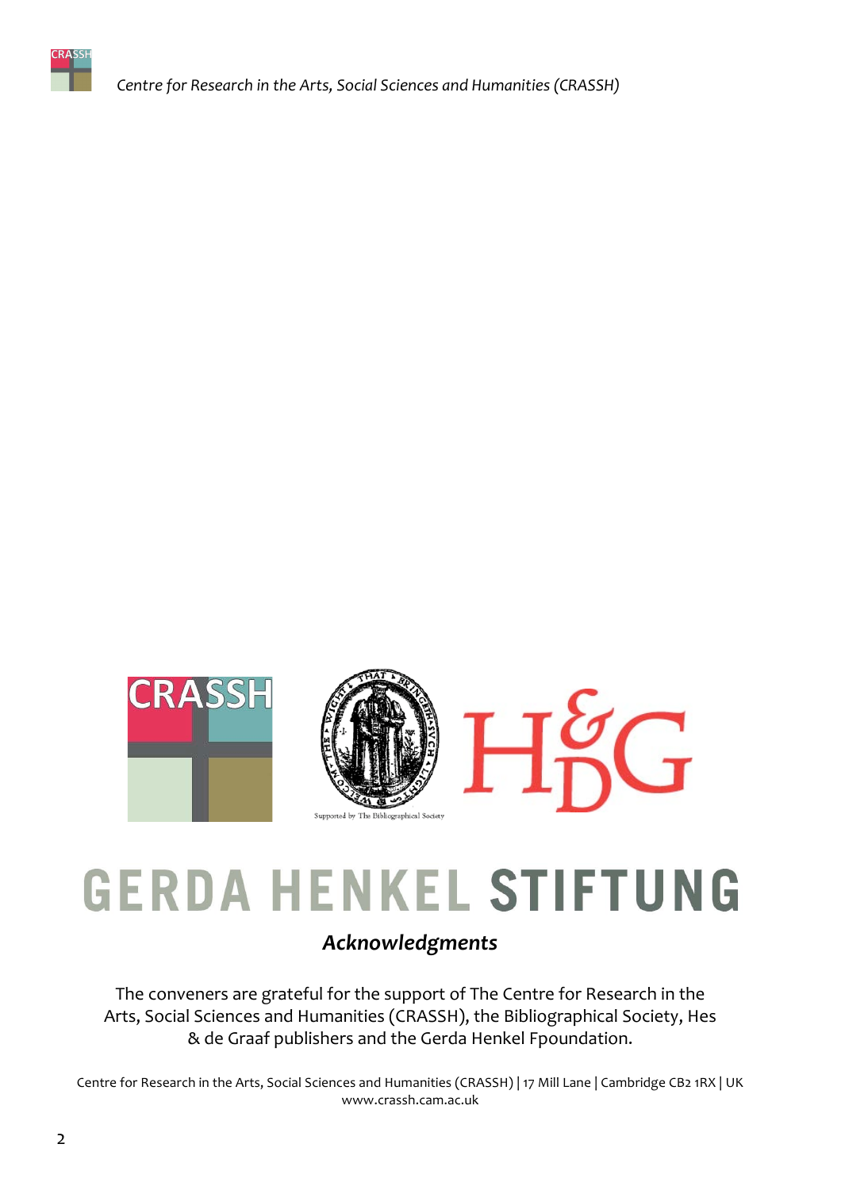GERDA HENKEL STIFTUNG

## *Acknowledgments*

The conveners are grateful for the support of The Centre for Research in the Arts, Social Sciences and Humanities (CRASSH), the Bibliographical Society, Hes & de Graaf publishers and the Gerda Henkel Fpoundation.

Centre for Research in the Arts, Social Sciences and Humanities (CRASSH) | 17 Mill Lane | Cambridge CB2 1RX | UK
www.crassh.cam.ac.uk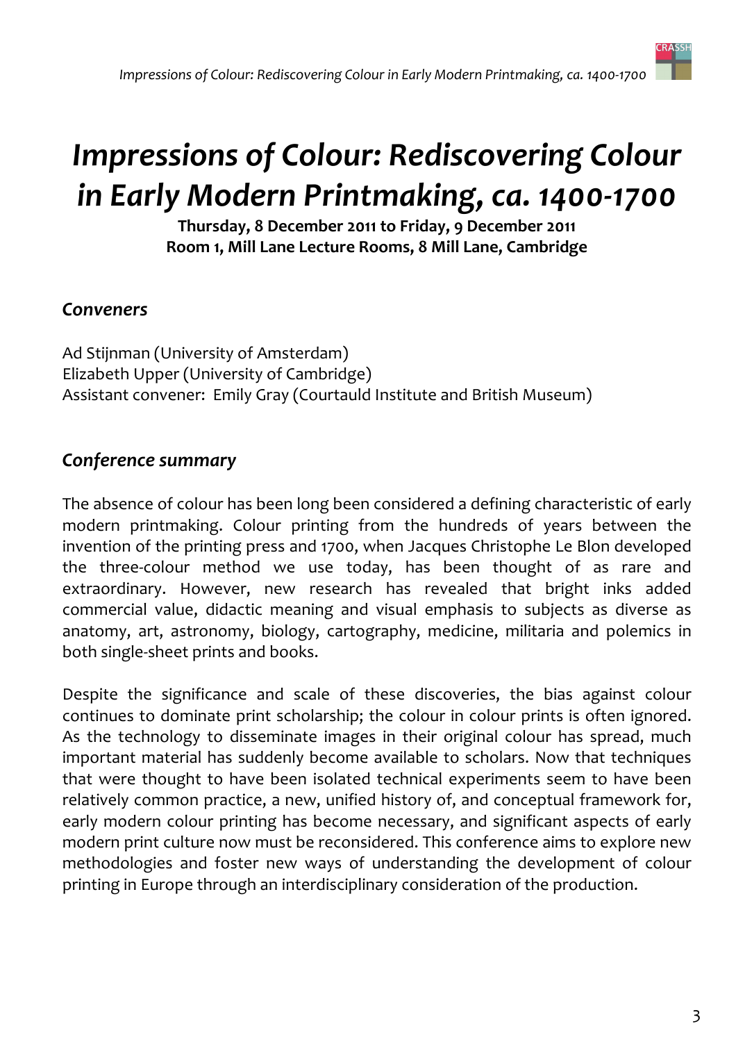# *Impressions of Colour: Rediscovering Colour in Early Modern Printmaking, ca. 1400-1700*

**Thursday, 8 December 2011 to Friday, 9 December 2011**
**Room 1, Mill Lane Lecture Rooms, 8 Mill Lane, Cambridge**

### *Conveners*

Ad Stijnman (University of Amsterdam)
Elizabeth Upper (University of Cambridge)
Assistant convener: Emily Gray (Courtauld Institute and British Museum)

### *Conference summary*

The absence of colour has been long been considered a defining characteristic of early modern printmaking. Colour printing from the hundreds of years between the invention of the printing press and 1700, when Jacques Christophe Le Blon developed the three-colour method we use today, has been thought of as rare and extraordinary. However, new research has revealed that bright inks added commercial value, didactic meaning and visual emphasis to subjects as diverse as anatomy, art, astronomy, biology, cartography, medicine, militaria and polemics in both single-sheet prints and books.

Despite the significance and scale of these discoveries, the bias against colour continues to dominate print scholarship; the colour in colour prints is often ignored. As the technology to disseminate images in their original colour has spread, much important material has suddenly become available to scholars. Now that techniques that were thought to have been isolated technical experiments seem to have been relatively common practice, a new, unified history of, and conceptual framework for, early modern colour printing has become necessary, and significant aspects of early modern print culture now must be reconsidered. This conference aims to explore new methodologies and foster new ways of understanding the development of colour printing in Europe through an interdisciplinary consideration of the production.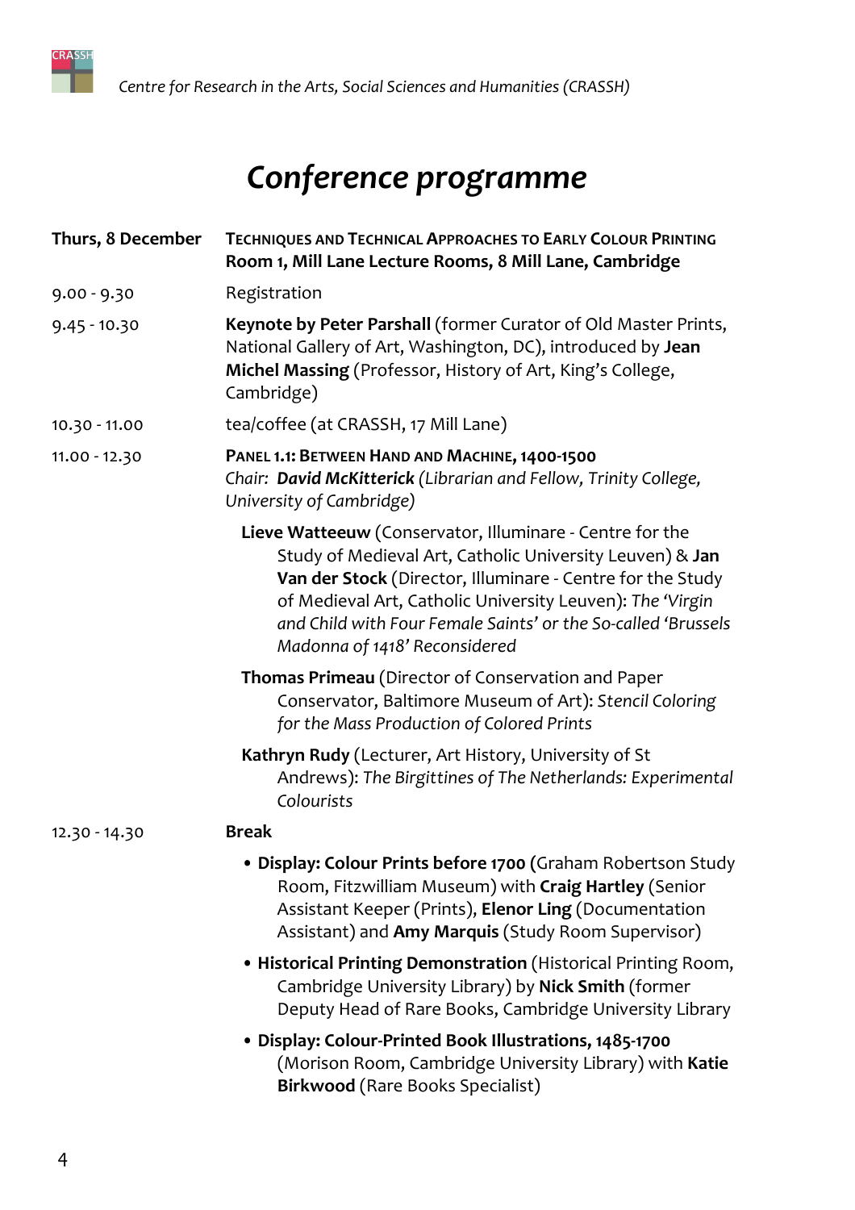# Conference programme

**Thurs, 8 December** — **TECHNIQUES AND TECHNICAL APPROACHES TO EARLY COLOUR PRINTING**
**Room 1, Mill Lane Lecture Rooms, 8 Mill Lane, Cambridge**

9.00 - 9.30 — Registration

9.45 - 10.30 — **Keynote by Peter Parshall** (former Curator of Old Master Prints, National Gallery of Art, Washington, DC), introduced by **Jean Michel Massing** (Professor, History of Art, King's College, Cambridge)

10.30 - 11.00 — tea/coffee (at CRASSH, 17 Mill Lane)

11.00 - 12.30 — **PANEL 1.1: BETWEEN HAND AND MACHINE, 1400-1500**
*Chair: **David McKitterick** (Librarian and Fellow, Trinity College, University of Cambridge)*

**Lieve Watteeuw** (Conservator, Illuminare - Centre for the Study of Medieval Art, Catholic University Leuven) & **Jan Van der Stock** (Director, Illuminare - Centre for the Study of Medieval Art, Catholic University Leuven): *The 'Virgin and Child with Four Female Saints' or the So-called 'Brussels Madonna of 1418' Reconsidered*

**Thomas Primeau** (Director of Conservation and Paper Conservator, Baltimore Museum of Art): *Stencil Coloring for the Mass Production of Colored Prints*

**Kathryn Rudy** (Lecturer, Art History, University of St Andrews): *The Birgittines of The Netherlands: Experimental Colourists*

12.30 - 14.30 — **Break**

- **Display: Colour Prints before 1700** (Graham Robertson Study Room, Fitzwilliam Museum) with **Craig Hartley** (Senior Assistant Keeper (Prints), **Elenor Ling** (Documentation Assistant) and **Amy Marquis** (Study Room Supervisor)
- **Historical Printing Demonstration** (Historical Printing Room, Cambridge University Library) by **Nick Smith** (former Deputy Head of Rare Books, Cambridge University Library
- **Display: Colour-Printed Book Illustrations, 1485-1700** (Morison Room, Cambridge University Library) with **Katie Birkwood** (Rare Books Specialist)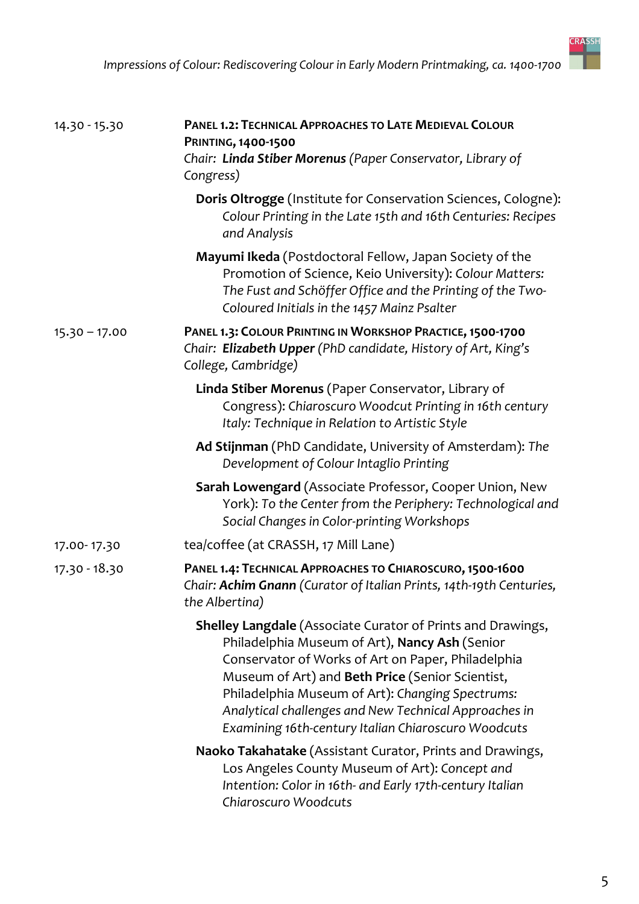14.30 - 15.30

**PANEL 1.2: TECHNICAL APPROACHES TO LATE MEDIEVAL COLOUR PRINTING, 1400-1500**
*Chair:* ***Linda Stiber Morenus*** *(Paper Conservator, Library of Congress)*

**Doris Oltrogge** (Institute for Conservation Sciences, Cologne): *Colour Printing in the Late 15th and 16th Centuries: Recipes and Analysis*

**Mayumi Ikeda** (Postdoctoral Fellow, Japan Society of the Promotion of Science, Keio University): *Colour Matters: The Fust and Schöffer Office and the Printing of the Two-Coloured Initials in the 1457 Mainz Psalter*

15.30 – 17.00

**PANEL 1.3: COLOUR PRINTING IN WORKSHOP PRACTICE, 1500-1700**
*Chair:* ***Elizabeth Upper*** *(PhD candidate, History of Art, King's College, Cambridge)*

**Linda Stiber Morenus** (Paper Conservator, Library of Congress): *Chiaroscuro Woodcut Printing in 16th century Italy: Technique in Relation to Artistic Style*

**Ad Stijnman** (PhD Candidate, University of Amsterdam): *The Development of Colour Intaglio Printing*

**Sarah Lowengard** (Associate Professor, Cooper Union, New York): *To the Center from the Periphery: Technological and Social Changes in Color-printing Workshops*

17.00- 17.30

tea/coffee (at CRASSH, 17 Mill Lane)

17.30 - 18.30

**PANEL 1.4: TECHNICAL APPROACHES TO CHIAROSCURO, 1500-1600**
*Chair:* ***Achim Gnann*** *(Curator of Italian Prints, 14th-19th Centuries, the Albertina)*

**Shelley Langdale** (Associate Curator of Prints and Drawings, Philadelphia Museum of Art), **Nancy Ash** (Senior Conservator of Works of Art on Paper, Philadelphia Museum of Art) and **Beth Price** (Senior Scientist, Philadelphia Museum of Art): *Changing Spectrums: Analytical challenges and New Technical Approaches in Examining 16th-century Italian Chiaroscuro Woodcuts*

**Naoko Takahatake** (Assistant Curator, Prints and Drawings, Los Angeles County Museum of Art): *Concept and Intention: Color in 16th- and Early 17th-century Italian Chiaroscuro Woodcuts*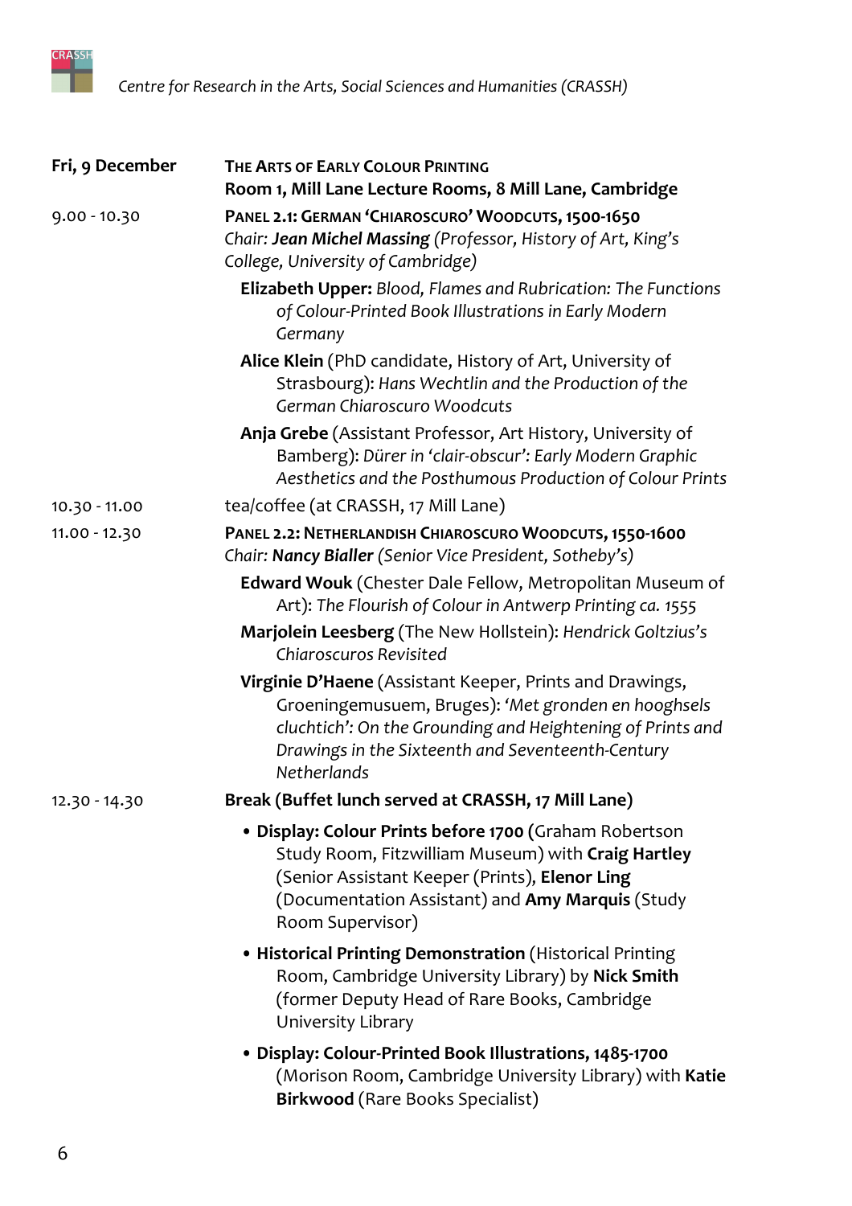| Fri, 9 December | **The Arts of Early Colour Printing**<br>**Room 1, Mill Lane Lecture Rooms, 8 Mill Lane, Cambridge** |
|---|---|
| 9.00 - 10.30 | **Panel 2.1: German 'Chiaroscuro' Woodcuts, 1500-1650**<br>*Chair:* ***Jean Michel Massing*** *(Professor, History of Art, King's College, University of Cambridge)*<br>**Elizabeth Upper:** *Blood, Flames and Rubrication: The Functions of Colour-Printed Book Illustrations in Early Modern Germany*<br>**Alice Klein** (PhD candidate, History of Art, University of Strasbourg): *Hans Wechtlin and the Production of the German Chiaroscuro Woodcuts*<br>**Anja Grebe** (Assistant Professor, Art History, University of Bamberg): *Dürer in 'clair-obscur': Early Modern Graphic Aesthetics and the Posthumous Production of Colour Prints* |
| 10.30 - 11.00 | tea/coffee (at CRASSH, 17 Mill Lane) |
| 11.00 - 12.30 | **Panel 2.2: Netherlandish Chiaroscuro Woodcuts, 1550-1600**<br>*Chair:* ***Nancy Bialler*** *(Senior Vice President, Sotheby's)*<br>**Edward Wouk** (Chester Dale Fellow, Metropolitan Museum of Art): *The Flourish of Colour in Antwerp Printing ca. 1555*<br>**Marjolein Leesberg** (The New Hollstein): *Hendrick Goltzius's Chiaroscuros Revisited*<br>**Virginie D'Haene** (Assistant Keeper, Prints and Drawings, Groeningemusuem, Bruges): *'Met gronden en hooghsels cluchtich': On the Grounding and Heightening of Prints and Drawings in the Sixteenth and Seventeenth-Century Netherlands* |
| 12.30 - 14.30 | **Break (Buffet lunch served at CRASSH, 17 Mill Lane)**<br>• **Display: Colour Prints before 1700** (Graham Robertson Study Room, Fitzwilliam Museum) with **Craig Hartley** (Senior Assistant Keeper (Prints), **Elenor Ling** (Documentation Assistant) and **Amy Marquis** (Study Room Supervisor)<br>• **Historical Printing Demonstration** (Historical Printing Room, Cambridge University Library) by **Nick Smith** (former Deputy Head of Rare Books, Cambridge University Library<br>• **Display: Colour-Printed Book Illustrations, 1485-1700** (Morison Room, Cambridge University Library) with **Katie Birkwood** (Rare Books Specialist) |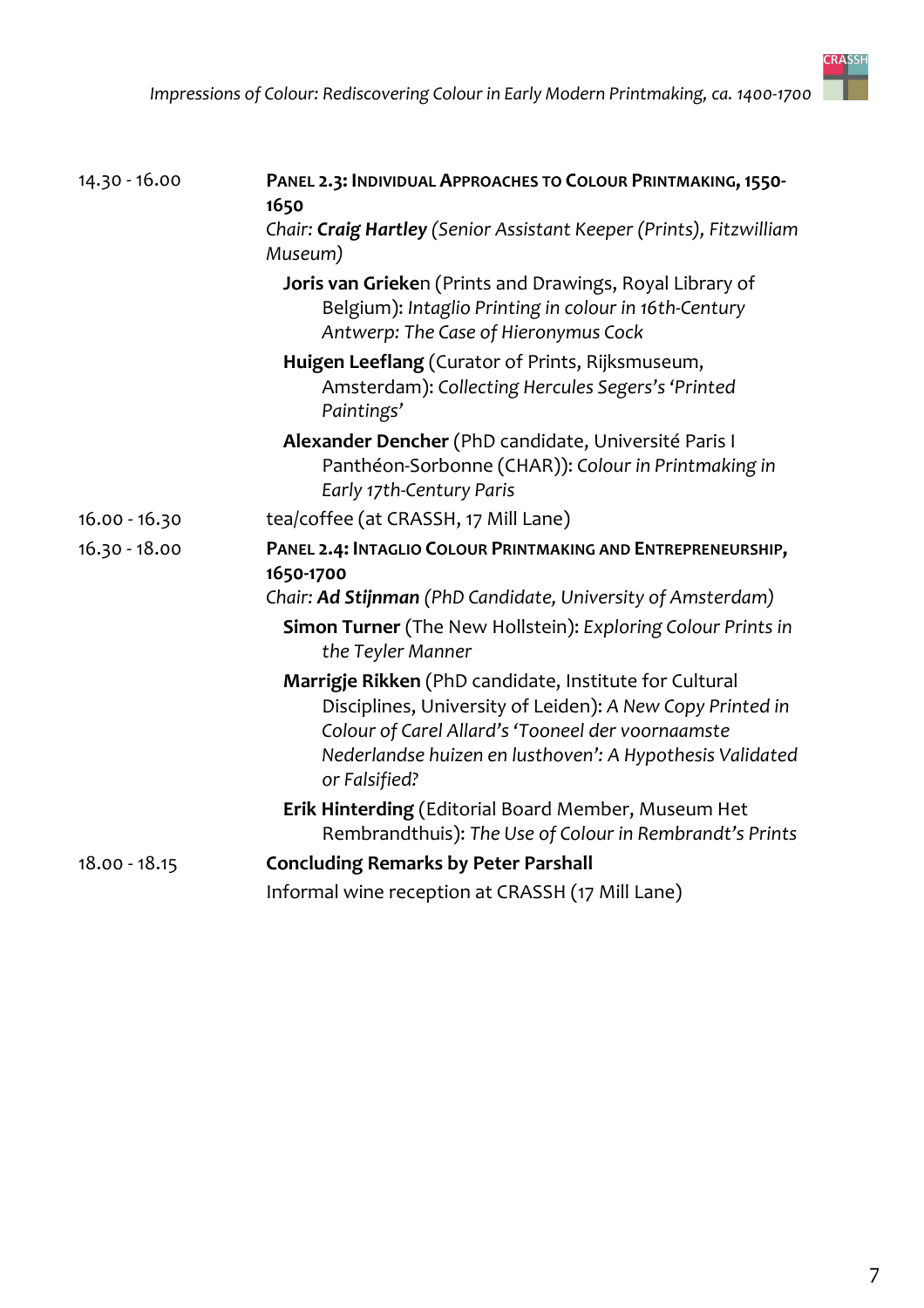14.30 - 16.00

**PANEL 2.3: INDIVIDUAL APPROACHES TO COLOUR PRINTMAKING, 1550-1650**

*Chair: **Craig Hartley** (Senior Assistant Keeper (Prints), Fitzwilliam Museum)*

**Joris van Grieke**n (Prints and Drawings, Royal Library of Belgium): *Intaglio Printing in colour in 16th-Century Antwerp: The Case of Hieronymus Cock*

**Huigen Leeflang** (Curator of Prints, Rijksmuseum, Amsterdam): *Collecting Hercules Segers's 'Printed Paintings'*

**Alexander Dencher** (PhD candidate, Université Paris I Panthéon-Sorbonne (CHAR)): *Colour in Printmaking in Early 17th-Century Paris*

16.00 - 16.30

tea/coffee (at CRASSH, 17 Mill Lane)

16.30 - 18.00

**PANEL 2.4: INTAGLIO COLOUR PRINTMAKING AND ENTREPRENEURSHIP, 1650-1700**

*Chair: **Ad Stijnman** (PhD Candidate, University of Amsterdam)*

**Simon Turner** (The New Hollstein): *Exploring Colour Prints in the Teyler Manner*

**Marrigje Rikken** (PhD candidate, Institute for Cultural Disciplines, University of Leiden): *A New Copy Printed in Colour of Carel Allard's 'Tooneel der voornaamste Nederlandse huizen en lusthoven': A Hypothesis Validated or Falsified?*

**Erik Hinterding** (Editorial Board Member, Museum Het Rembrandthuis): *The Use of Colour in Rembrandt's Prints*

18.00 - 18.15

**Concluding Remarks by Peter Parshall**

Informal wine reception at CRASSH (17 Mill Lane)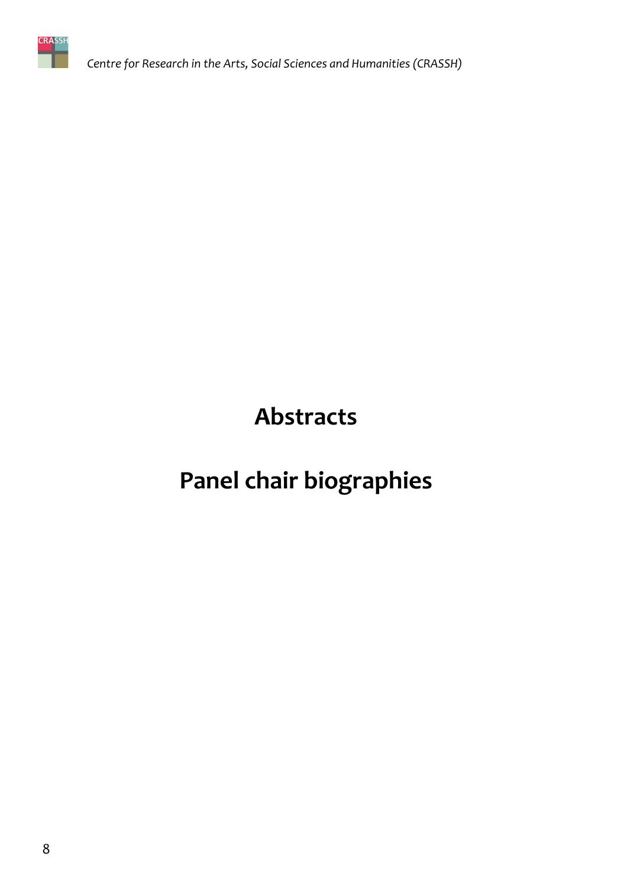# Abstracts

# Panel chair biographies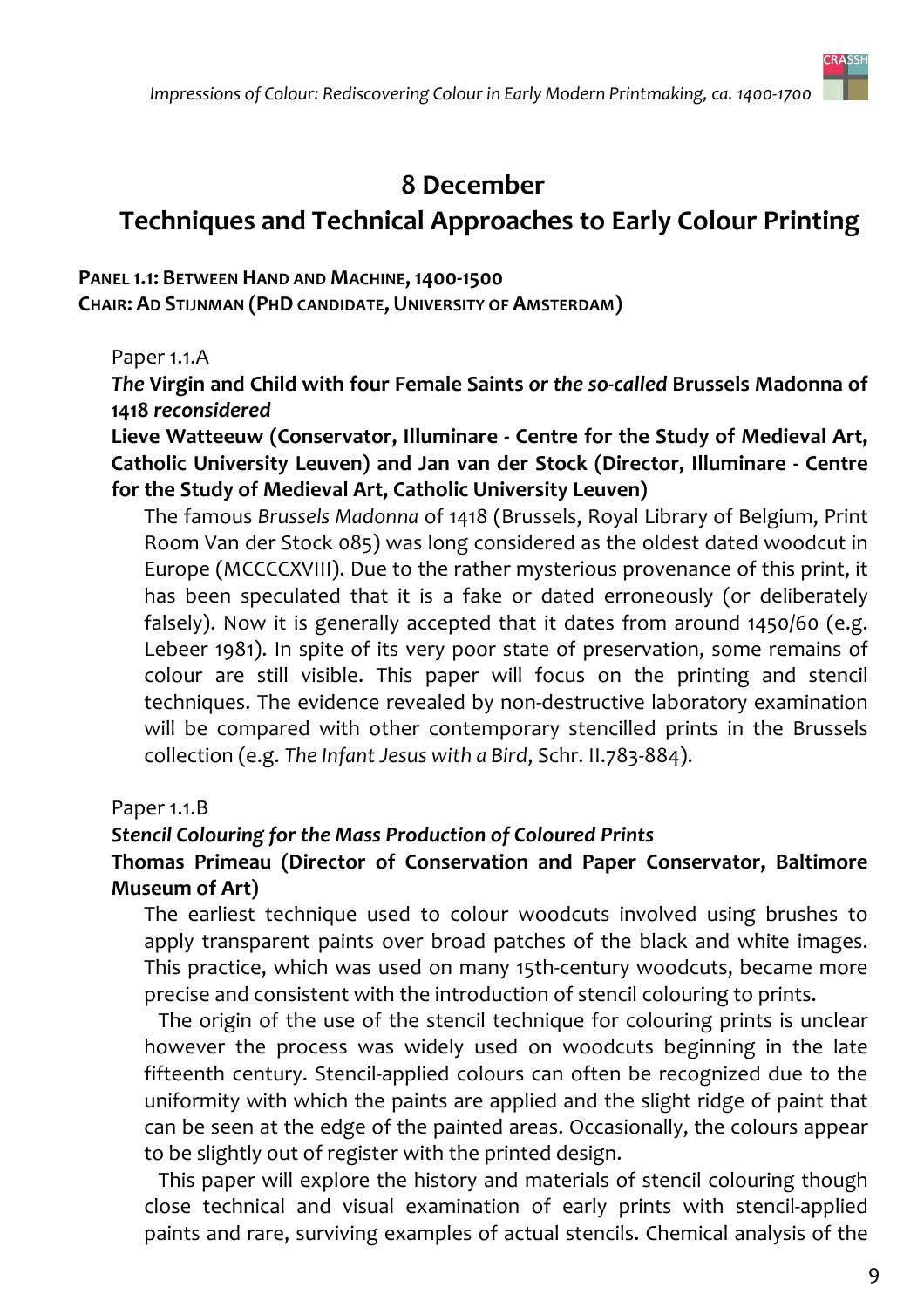## 8 December

## Techniques and Technical Approaches to Early Colour Printing

**PANEL 1.1: BETWEEN HAND AND MACHINE, 1400-1500**
**CHAIR: AD STIJNMAN (PHD CANDIDATE, UNIVERSITY OF AMSTERDAM)**

Paper 1.1.A

***The* Virgin and Child with four Female Saints *or the so-called* Brussels Madonna of 1418 *reconsidered***

**Lieve Watteeuw (Conservator, Illuminare - Centre for the Study of Medieval Art, Catholic University Leuven) and Jan van der Stock (Director, Illuminare - Centre for the Study of Medieval Art, Catholic University Leuven)**

The famous *Brussels Madonna* of 1418 (Brussels, Royal Library of Belgium, Print Room Van der Stock 085) was long considered as the oldest dated woodcut in Europe (MCCCCXVIII). Due to the rather mysterious provenance of this print, it has been speculated that it is a fake or dated erroneously (or deliberately falsely). Now it is generally accepted that it dates from around 1450/60 (e.g. Lebeer 1981). In spite of its very poor state of preservation, some remains of colour are still visible. This paper will focus on the printing and stencil techniques. The evidence revealed by non-destructive laboratory examination will be compared with other contemporary stencilled prints in the Brussels collection (e.g. *The Infant Jesus with a Bird*, Schr. II.783-884).

Paper 1.1.B

***Stencil Colouring for the Mass Production of Coloured Prints***

**Thomas Primeau (Director of Conservation and Paper Conservator, Baltimore Museum of Art)**

The earliest technique used to colour woodcuts involved using brushes to apply transparent paints over broad patches of the black and white images. This practice, which was used on many 15th-century woodcuts, became more precise and consistent with the introduction of stencil colouring to prints.

The origin of the use of the stencil technique for colouring prints is unclear however the process was widely used on woodcuts beginning in the late fifteenth century. Stencil-applied colours can often be recognized due to the uniformity with which the paints are applied and the slight ridge of paint that can be seen at the edge of the painted areas. Occasionally, the colours appear to be slightly out of register with the printed design.

This paper will explore the history and materials of stencil colouring though close technical and visual examination of early prints with stencil-applied paints and rare, surviving examples of actual stencils. Chemical analysis of the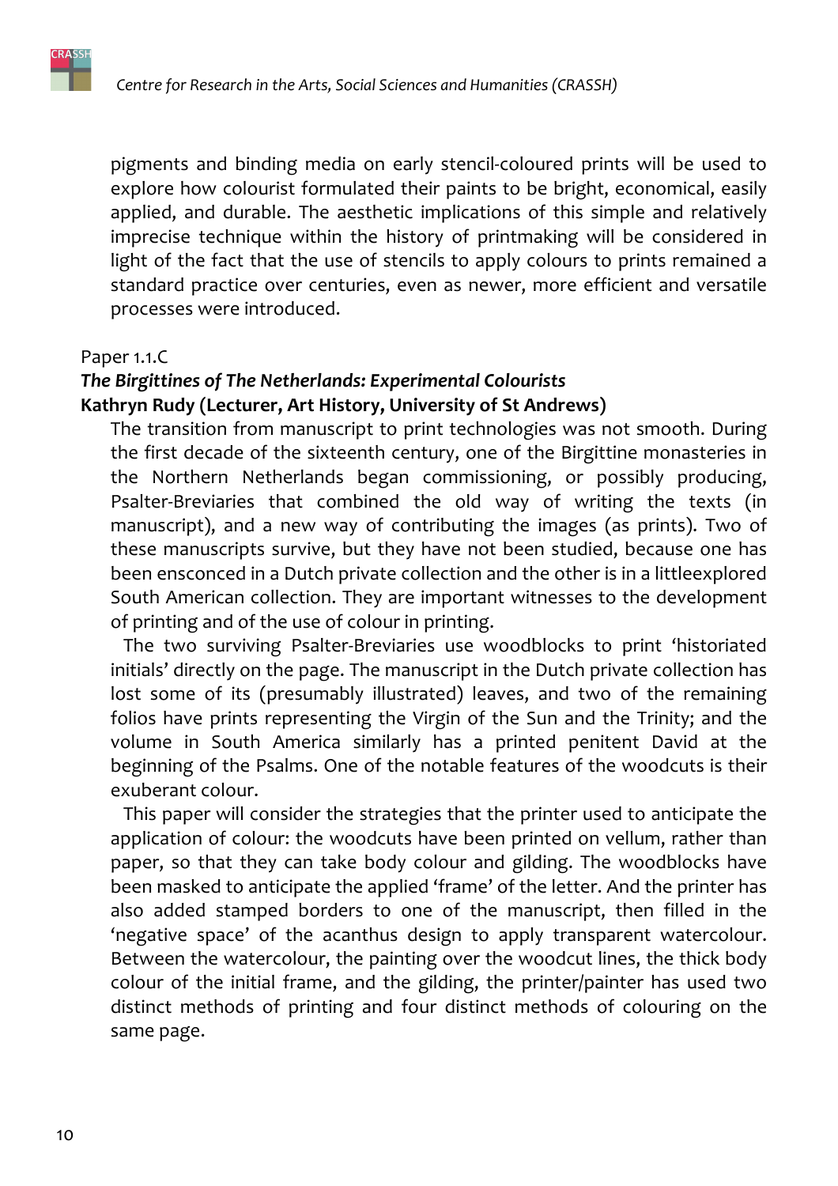pigments and binding media on early stencil-coloured prints will be used to explore how colourist formulated their paints to be bright, economical, easily applied, and durable. The aesthetic implications of this simple and relatively imprecise technique within the history of printmaking will be considered in light of the fact that the use of stencils to apply colours to prints remained a standard practice over centuries, even as newer, more efficient and versatile processes were introduced.

Paper 1.1.C

***The Birgittines of The Netherlands: Experimental Colourists***
**Kathryn Rudy (Lecturer, Art History, University of St Andrews)**

The transition from manuscript to print technologies was not smooth. During the first decade of the sixteenth century, one of the Birgittine monasteries in the Northern Netherlands began commissioning, or possibly producing, Psalter-Breviaries that combined the old way of writing the texts (in manuscript), and a new way of contributing the images (as prints). Two of these manuscripts survive, but they have not been studied, because one has been ensconced in a Dutch private collection and the other is in a littleexplored South American collection. They are important witnesses to the development of printing and of the use of colour in printing.

The two surviving Psalter-Breviaries use woodblocks to print 'historiated initials' directly on the page. The manuscript in the Dutch private collection has lost some of its (presumably illustrated) leaves, and two of the remaining folios have prints representing the Virgin of the Sun and the Trinity; and the volume in South America similarly has a printed penitent David at the beginning of the Psalms. One of the notable features of the woodcuts is their exuberant colour.

This paper will consider the strategies that the printer used to anticipate the application of colour: the woodcuts have been printed on vellum, rather than paper, so that they can take body colour and gilding. The woodblocks have been masked to anticipate the applied 'frame' of the letter. And the printer has also added stamped borders to one of the manuscript, then filled in the 'negative space' of the acanthus design to apply transparent watercolour. Between the watercolour, the painting over the woodcut lines, the thick body colour of the initial frame, and the gilding, the printer/painter has used two distinct methods of printing and four distinct methods of colouring on the same page.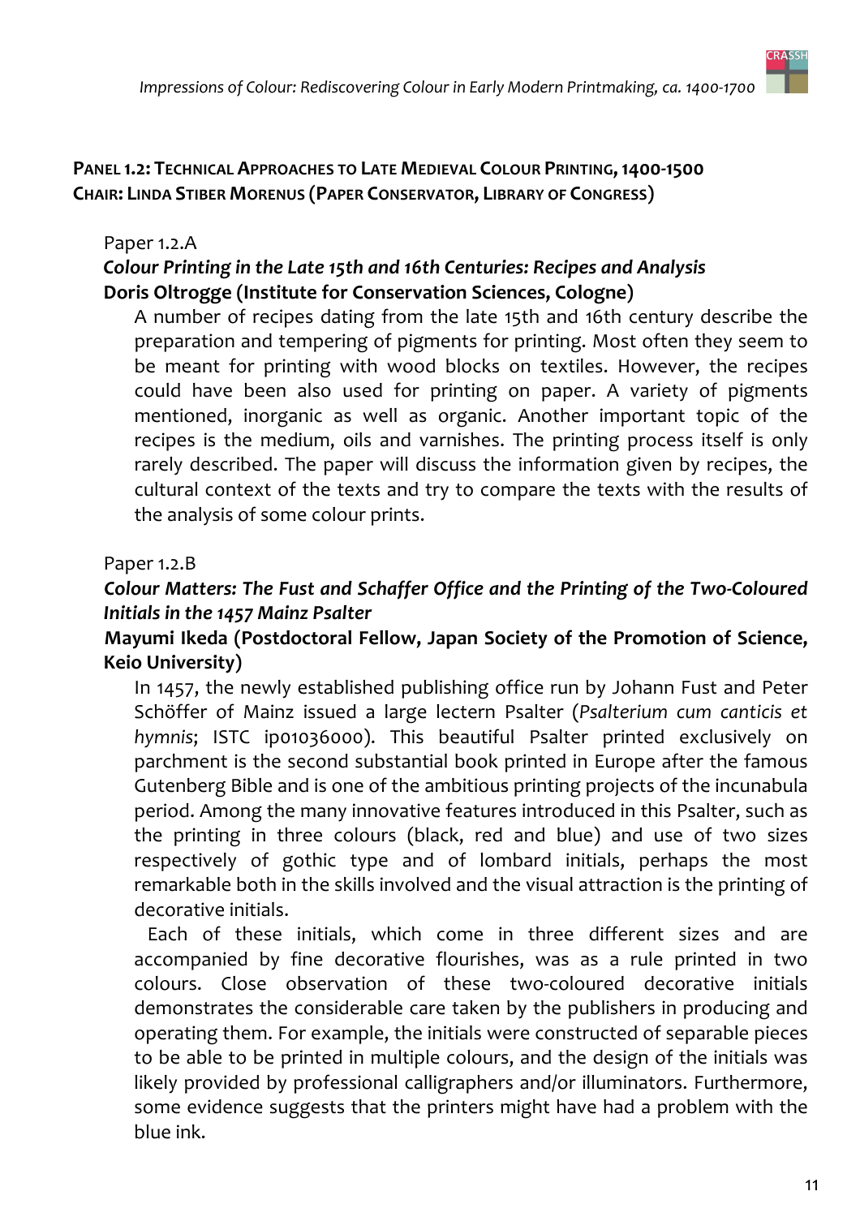**PANEL 1.2: TECHNICAL APPROACHES TO LATE MEDIEVAL COLOUR PRINTING, 1400-1500**
**CHAIR: LINDA STIBER MORENUS (PAPER CONSERVATOR, LIBRARY OF CONGRESS)**

Paper 1.2.A

***Colour Printing in the Late 15th and 16th Centuries: Recipes and Analysis***
**Doris Oltrogge (Institute for Conservation Sciences, Cologne)**

A number of recipes dating from the late 15th and 16th century describe the preparation and tempering of pigments for printing. Most often they seem to be meant for printing with wood blocks on textiles. However, the recipes could have been also used for printing on paper. A variety of pigments mentioned, inorganic as well as organic. Another important topic of the recipes is the medium, oils and varnishes. The printing process itself is only rarely described. The paper will discuss the information given by recipes, the cultural context of the texts and try to compare the texts with the results of the analysis of some colour prints.

Paper 1.2.B

***Colour Matters: The Fust and Schaffer Office and the Printing of the Two-Coloured Initials in the 1457 Mainz Psalter***
**Mayumi Ikeda (Postdoctoral Fellow, Japan Society of the Promotion of Science, Keio University)**

In 1457, the newly established publishing office run by Johann Fust and Peter Schöffer of Mainz issued a large lectern Psalter (*Psalterium cum canticis et hymnis*; ISTC ip01036000). This beautiful Psalter printed exclusively on parchment is the second substantial book printed in Europe after the famous Gutenberg Bible and is one of the ambitious printing projects of the incunabula period. Among the many innovative features introduced in this Psalter, such as the printing in three colours (black, red and blue) and use of two sizes respectively of gothic type and of lombard initials, perhaps the most remarkable both in the skills involved and the visual attraction is the printing of decorative initials.

Each of these initials, which come in three different sizes and are accompanied by fine decorative flourishes, was as a rule printed in two colours. Close observation of these two-coloured decorative initials demonstrates the considerable care taken by the publishers in producing and operating them. For example, the initials were constructed of separable pieces to be able to be printed in multiple colours, and the design of the initials was likely provided by professional calligraphers and/or illuminators. Furthermore, some evidence suggests that the printers might have had a problem with the blue ink.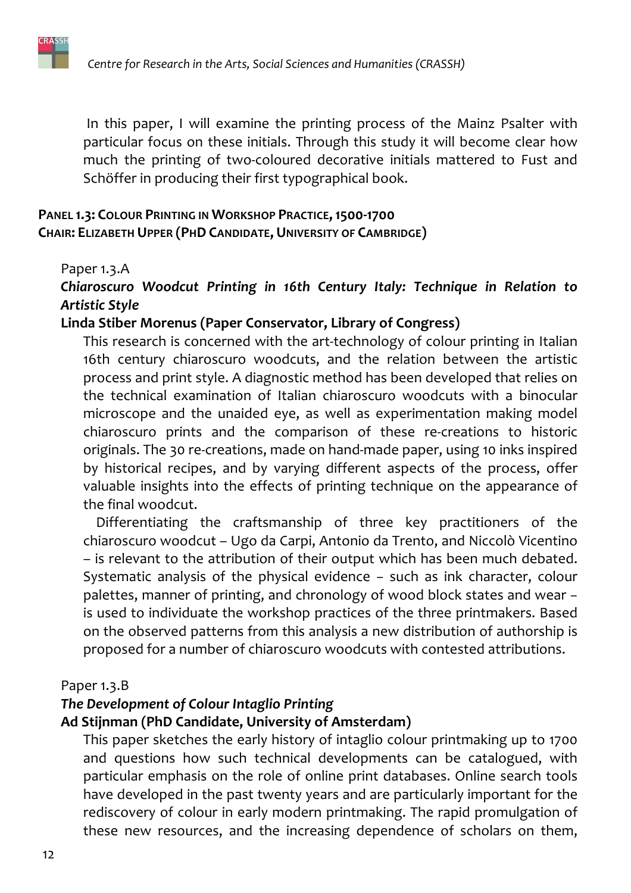In this paper, I will examine the printing process of the Mainz Psalter with particular focus on these initials. Through this study it will become clear how much the printing of two-coloured decorative initials mattered to Fust and Schöffer in producing their first typographical book.

### PANEL 1.3: COLOUR PRINTING IN WORKSHOP PRACTICE, 1500-1700
**CHAIR: ELIZABETH UPPER (PHD CANDIDATE, UNIVERSITY OF CAMBRIDGE)**

Paper 1.3.A

***Chiaroscuro Woodcut Printing in 16th Century Italy: Technique in Relation to Artistic Style***

**Linda Stiber Morenus (Paper Conservator, Library of Congress)**

This research is concerned with the art-technology of colour printing in Italian 16th century chiaroscuro woodcuts, and the relation between the artistic process and print style. A diagnostic method has been developed that relies on the technical examination of Italian chiaroscuro woodcuts with a binocular microscope and the unaided eye, as well as experimentation making model chiaroscuro prints and the comparison of these re-creations to historic originals. The 30 re-creations, made on hand-made paper, using 10 inks inspired by historical recipes, and by varying different aspects of the process, offer valuable insights into the effects of printing technique on the appearance of the final woodcut.

Differentiating the craftsmanship of three key practitioners of the chiaroscuro woodcut – Ugo da Carpi, Antonio da Trento, and Niccolò Vicentino – is relevant to the attribution of their output which has been much debated. Systematic analysis of the physical evidence – such as ink character, colour palettes, manner of printing, and chronology of wood block states and wear – is used to individuate the workshop practices of the three printmakers. Based on the observed patterns from this analysis a new distribution of authorship is proposed for a number of chiaroscuro woodcuts with contested attributions.

Paper 1.3.B

***The Development of Colour Intaglio Printing***

**Ad Stijnman (PhD Candidate, University of Amsterdam)**

This paper sketches the early history of intaglio colour printmaking up to 1700 and questions how such technical developments can be catalogued, with particular emphasis on the role of online print databases. Online search tools have developed in the past twenty years and are particularly important for the rediscovery of colour in early modern printmaking. The rapid promulgation of these new resources, and the increasing dependence of scholars on them,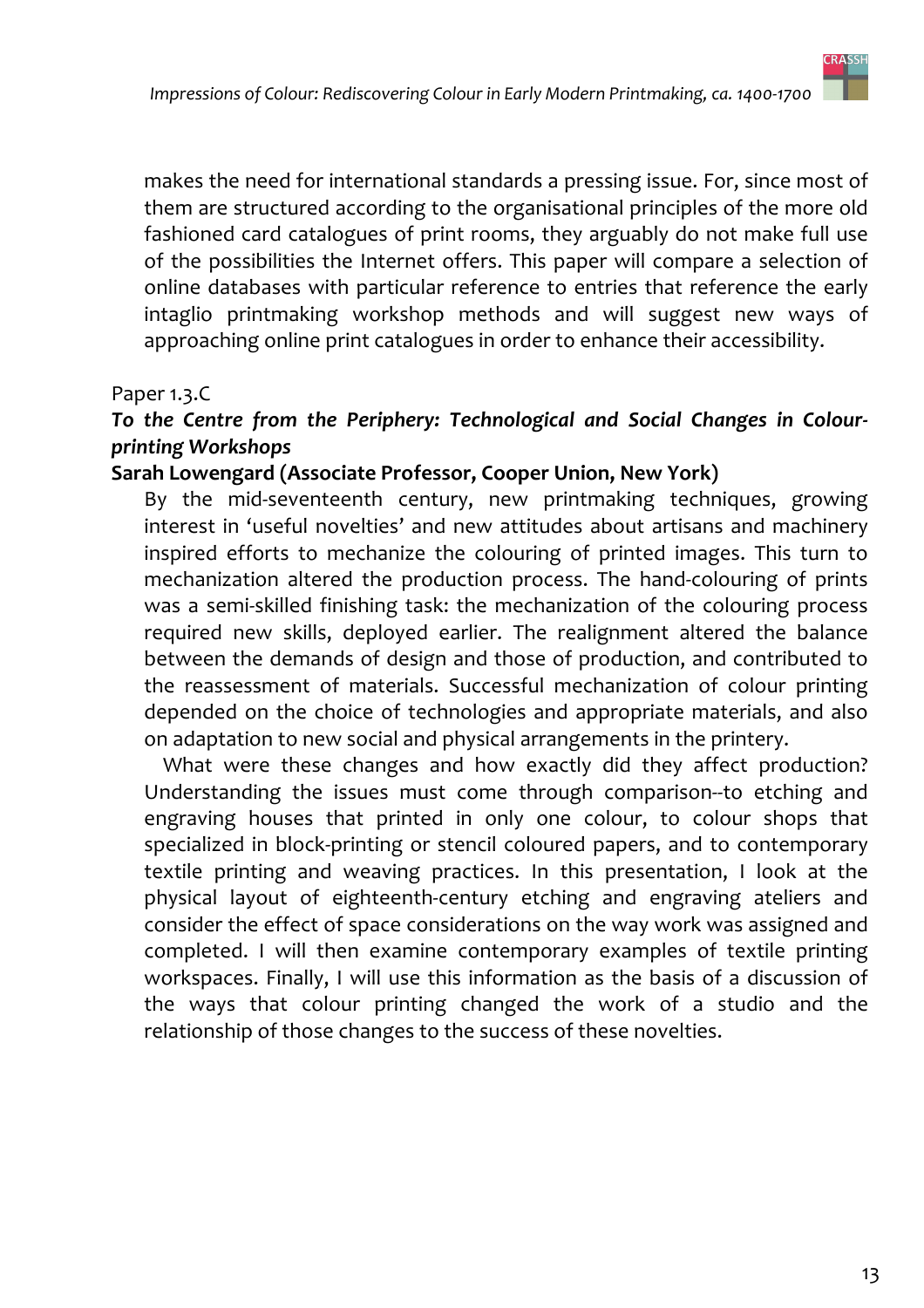makes the need for international standards a pressing issue. For, since most of them are structured according to the organisational principles of the more old fashioned card catalogues of print rooms, they arguably do not make full use of the possibilities the Internet offers. This paper will compare a selection of online databases with particular reference to entries that reference the early intaglio printmaking workshop methods and will suggest new ways of approaching online print catalogues in order to enhance their accessibility.

Paper 1.3.C

***To the Centre from the Periphery: Technological and Social Changes in Colour-printing Workshops***

**Sarah Lowengard (Associate Professor, Cooper Union, New York)**

By the mid-seventeenth century, new printmaking techniques, growing interest in 'useful novelties' and new attitudes about artisans and machinery inspired efforts to mechanize the colouring of printed images. This turn to mechanization altered the production process. The hand-colouring of prints was a semi-skilled finishing task: the mechanization of the colouring process required new skills, deployed earlier. The realignment altered the balance between the demands of design and those of production, and contributed to the reassessment of materials. Successful mechanization of colour printing depended on the choice of technologies and appropriate materials, and also on adaptation to new social and physical arrangements in the printery.

What were these changes and how exactly did they affect production? Understanding the issues must come through comparison--to etching and engraving houses that printed in only one colour, to colour shops that specialized in block-printing or stencil coloured papers, and to contemporary textile printing and weaving practices. In this presentation, I look at the physical layout of eighteenth-century etching and engraving ateliers and consider the effect of space considerations on the way work was assigned and completed. I will then examine contemporary examples of textile printing workspaces. Finally, I will use this information as the basis of a discussion of the ways that colour printing changed the work of a studio and the relationship of those changes to the success of these novelties.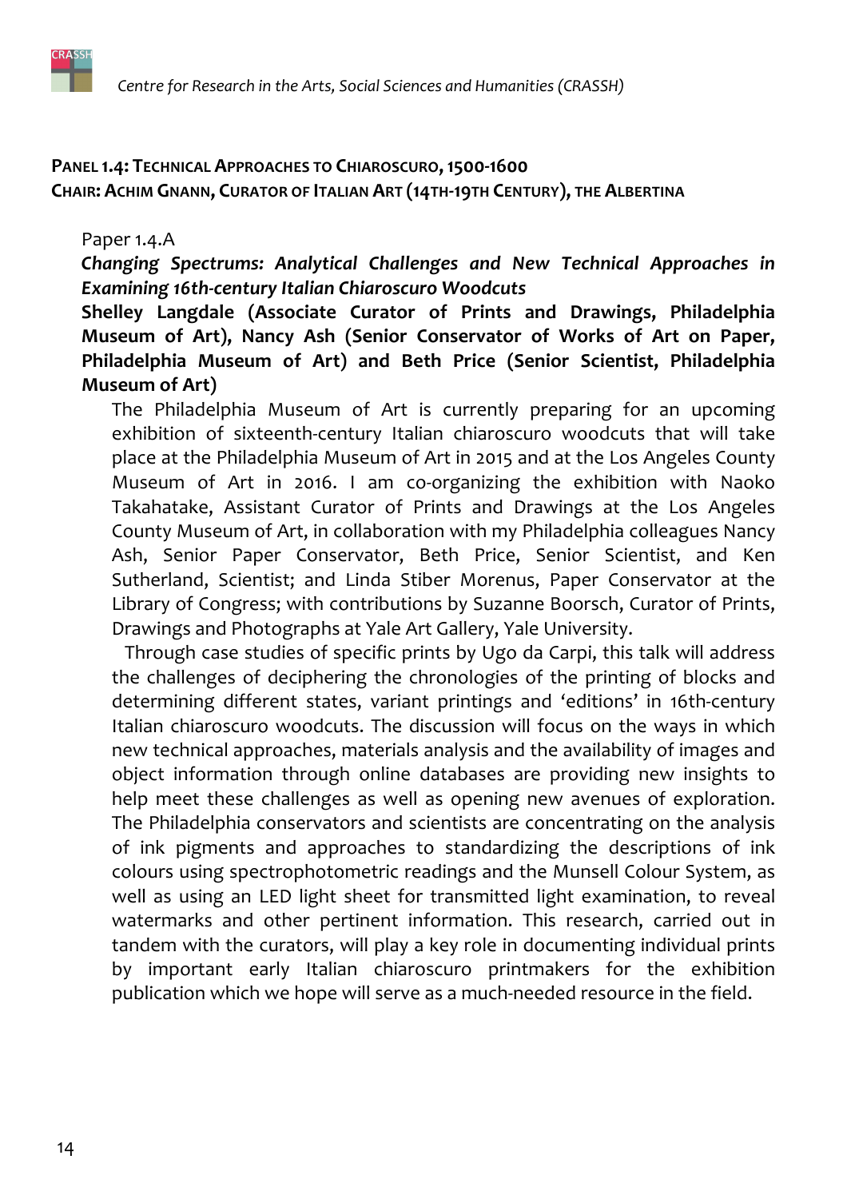## Panel 1.4: Technical Approaches to Chiaroscuro, 1500-1600
### Chair: Achim Gnann, Curator of Italian Art (14th-19th Century), the Albertina

Paper 1.4.A

***Changing Spectrums: Analytical Challenges and New Technical Approaches in Examining 16th-century Italian Chiaroscuro Woodcuts***

**Shelley Langdale (Associate Curator of Prints and Drawings, Philadelphia Museum of Art), Nancy Ash (Senior Conservator of Works of Art on Paper, Philadelphia Museum of Art) and Beth Price (Senior Scientist, Philadelphia Museum of Art)**

The Philadelphia Museum of Art is currently preparing for an upcoming exhibition of sixteenth-century Italian chiaroscuro woodcuts that will take place at the Philadelphia Museum of Art in 2015 and at the Los Angeles County Museum of Art in 2016. I am co-organizing the exhibition with Naoko Takahatake, Assistant Curator of Prints and Drawings at the Los Angeles County Museum of Art, in collaboration with my Philadelphia colleagues Nancy Ash, Senior Paper Conservator, Beth Price, Senior Scientist, and Ken Sutherland, Scientist; and Linda Stiber Morenus, Paper Conservator at the Library of Congress; with contributions by Suzanne Boorsch, Curator of Prints, Drawings and Photographs at Yale Art Gallery, Yale University.

Through case studies of specific prints by Ugo da Carpi, this talk will address the challenges of deciphering the chronologies of the printing of blocks and determining different states, variant printings and 'editions' in 16th-century Italian chiaroscuro woodcuts. The discussion will focus on the ways in which new technical approaches, materials analysis and the availability of images and object information through online databases are providing new insights to help meet these challenges as well as opening new avenues of exploration. The Philadelphia conservators and scientists are concentrating on the analysis of ink pigments and approaches to standardizing the descriptions of ink colours using spectrophotometric readings and the Munsell Colour System, as well as using an LED light sheet for transmitted light examination, to reveal watermarks and other pertinent information. This research, carried out in tandem with the curators, will play a key role in documenting individual prints by important early Italian chiaroscuro printmakers for the exhibition publication which we hope will serve as a much-needed resource in the field.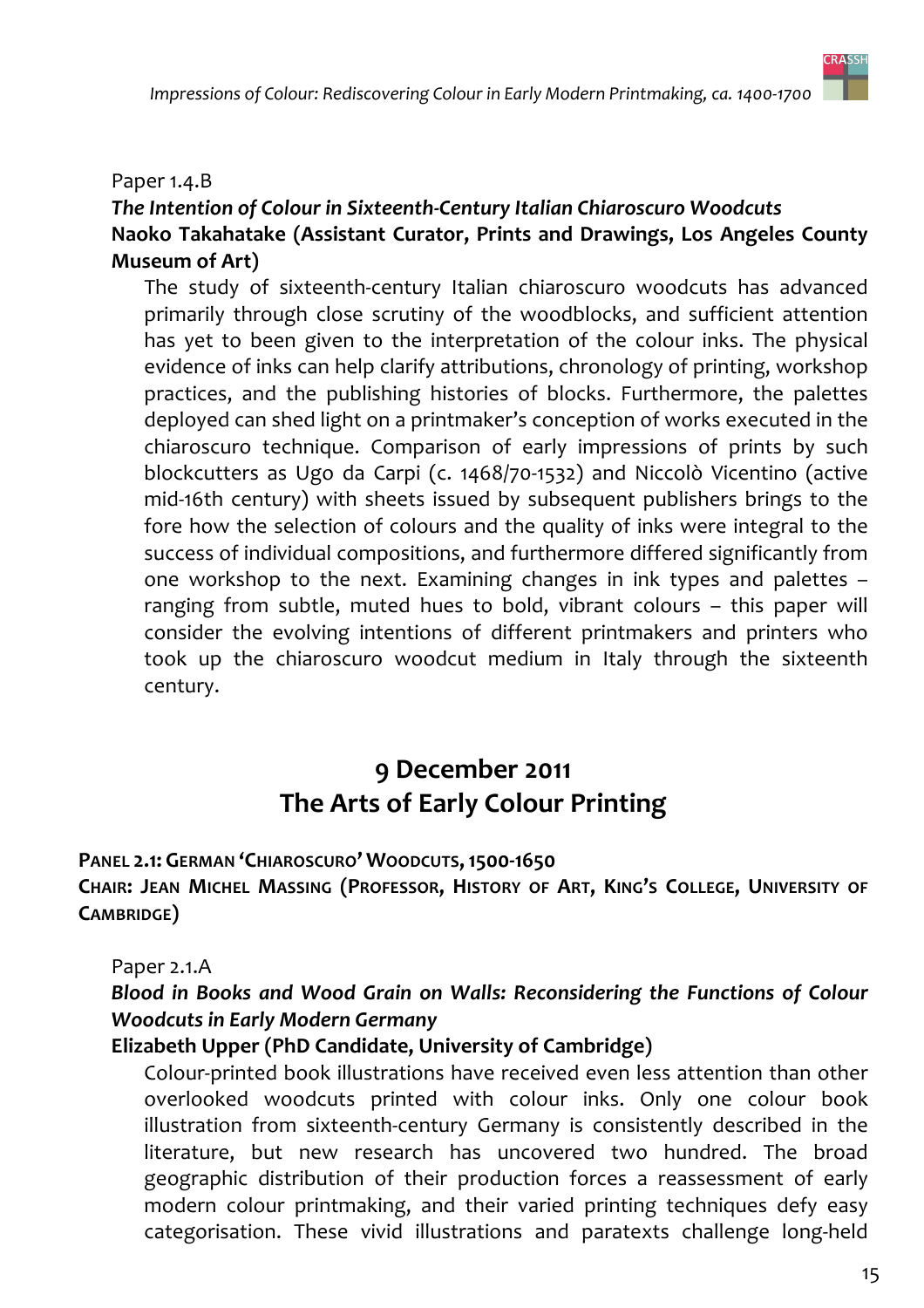Paper 1.4.B

***The Intention of Colour in Sixteenth-Century Italian Chiaroscuro Woodcuts***
**Naoko Takahatake (Assistant Curator, Prints and Drawings, Los Angeles County Museum of Art)**

The study of sixteenth-century Italian chiaroscuro woodcuts has advanced primarily through close scrutiny of the woodblocks, and sufficient attention has yet to be given to the interpretation of the colour inks. The physical evidence of inks can help clarify attributions, chronology of printing, workshop practices, and the publishing histories of blocks. Furthermore, the palettes deployed can shed light on a printmaker's conception of works executed in the chiaroscuro technique. Comparison of early impressions of prints by such blockcutters as Ugo da Carpi (c. 1468/70-1532) and Niccolò Vicentino (active mid-16th century) with sheets issued by subsequent publishers brings to the fore how the selection of colours and the quality of inks were integral to the success of individual compositions, and furthermore differed significantly from one workshop to the next. Examining changes in ink types and palettes – ranging from subtle, muted hues to bold, vibrant colours – this paper will consider the evolving intentions of different printmakers and printers who took up the chiaroscuro woodcut medium in Italy through the sixteenth century.

## 9 December 2011
## The Arts of Early Colour Printing

**PANEL 2.1: GERMAN 'CHIAROSCURO' WOODCUTS, 1500-1650**
**CHAIR: JEAN MICHEL MASSING (PROFESSOR, HISTORY OF ART, KING'S COLLEGE, UNIVERSITY OF CAMBRIDGE)**

Paper 2.1.A

***Blood in Books and Wood Grain on Walls: Reconsidering the Functions of Colour Woodcuts in Early Modern Germany***
**Elizabeth Upper (PhD Candidate, University of Cambridge)**

Colour-printed book illustrations have received even less attention than other overlooked woodcuts printed with colour inks. Only one colour book illustration from sixteenth-century Germany is consistently described in the literature, but new research has uncovered two hundred. The broad geographic distribution of their production forces a reassessment of early modern colour printmaking, and their varied printing techniques defy easy categorisation. These vivid illustrations and paratexts challenge long-held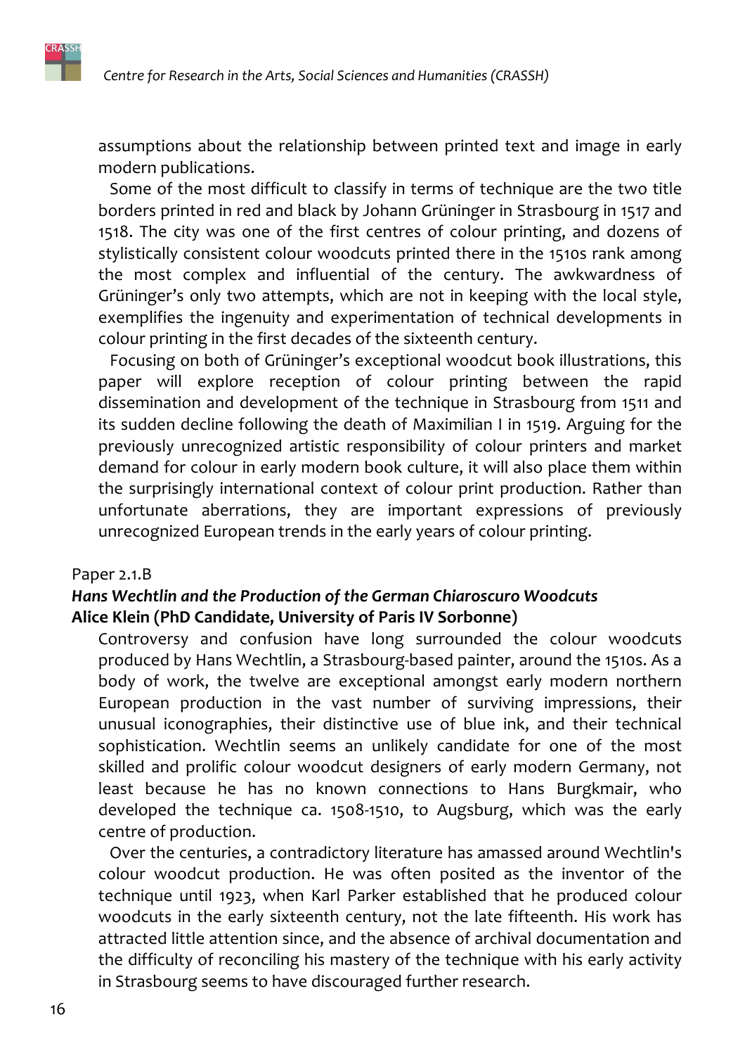assumptions about the relationship between printed text and image in early modern publications.

Some of the most difficult to classify in terms of technique are the two title borders printed in red and black by Johann Grüninger in Strasbourg in 1517 and 1518. The city was one of the first centres of colour printing, and dozens of stylistically consistent colour woodcuts printed there in the 1510s rank among the most complex and influential of the century. The awkwardness of Grüninger's only two attempts, which are not in keeping with the local style, exemplifies the ingenuity and experimentation of technical developments in colour printing in the first decades of the sixteenth century.

Focusing on both of Grüninger's exceptional woodcut book illustrations, this paper will explore reception of colour printing between the rapid dissemination and development of the technique in Strasbourg from 1511 and its sudden decline following the death of Maximilian I in 1519. Arguing for the previously unrecognized artistic responsibility of colour printers and market demand for colour in early modern book culture, it will also place them within the surprisingly international context of colour print production. Rather than unfortunate aberrations, they are important expressions of previously unrecognized European trends in the early years of colour printing.

Paper 2.1.B

***Hans Wechtlin and the Production of the German Chiaroscuro Woodcuts***
**Alice Klein (PhD Candidate, University of Paris IV Sorbonne)**

Controversy and confusion have long surrounded the colour woodcuts produced by Hans Wechtlin, a Strasbourg-based painter, around the 1510s. As a body of work, the twelve are exceptional amongst early modern northern European production in the vast number of surviving impressions, their unusual iconographies, their distinctive use of blue ink, and their technical sophistication. Wechtlin seems an unlikely candidate for one of the most skilled and prolific colour woodcut designers of early modern Germany, not least because he has no known connections to Hans Burgkmair, who developed the technique ca. 1508-1510, to Augsburg, which was the early centre of production.

Over the centuries, a contradictory literature has amassed around Wechtlin's colour woodcut production. He was often posited as the inventor of the technique until 1923, when Karl Parker established that he produced colour woodcuts in the early sixteenth century, not the late fifteenth. His work has attracted little attention since, and the absence of archival documentation and the difficulty of reconciling his mastery of the technique with his early activity in Strasbourg seems to have discouraged further research.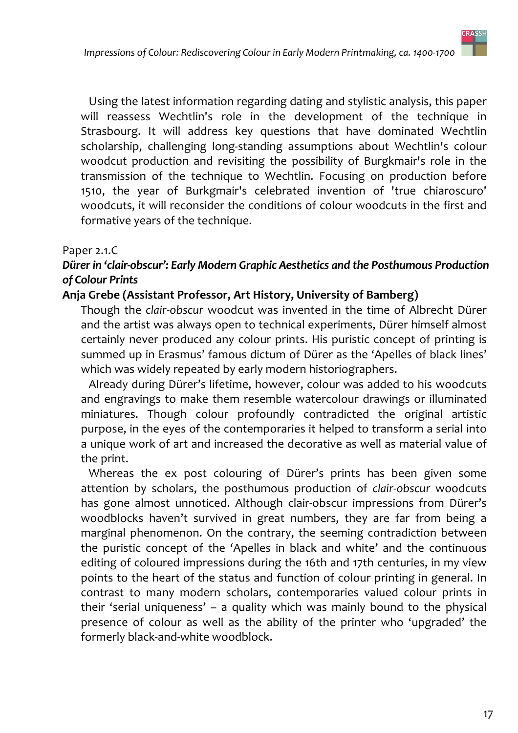Using the latest information regarding dating and stylistic analysis, this paper will reassess Wechtlin's role in the development of the technique in Strasbourg. It will address key questions that have dominated Wechtlin scholarship, challenging long-standing assumptions about Wechtlin's colour woodcut production and revisiting the possibility of Burgkmair's role in the transmission of the technique to Wechtlin. Focusing on production before 1510, the year of Burkgmair's celebrated invention of 'true chiaroscuro' woodcuts, it will reconsider the conditions of colour woodcuts in the first and formative years of the technique.

Paper 2.1.C

***Dürer in 'clair-obscur': Early Modern Graphic Aesthetics and the Posthumous Production of Colour Prints***

**Anja Grebe (Assistant Professor, Art History, University of Bamberg)**

Though the *clair-obscur* woodcut was invented in the time of Albrecht Dürer and the artist was always open to technical experiments, Dürer himself almost certainly never produced any colour prints. His puristic concept of printing is summed up in Erasmus' famous dictum of Dürer as the 'Apelles of black lines' which was widely repeated by early modern historiographers.

Already during Dürer's lifetime, however, colour was added to his woodcuts and engravings to make them resemble watercolour drawings or illuminated miniatures. Though colour profoundly contradicted the original artistic purpose, in the eyes of the contemporaries it helped to transform a serial into a unique work of art and increased the decorative as well as material value of the print.

Whereas the ex post colouring of Dürer's prints has been given some attention by scholars, the posthumous production of *clair-obscur* woodcuts has gone almost unnoticed. Although clair-obscur impressions from Dürer's woodblocks haven't survived in great numbers, they are far from being a marginal phenomenon. On the contrary, the seeming contradiction between the puristic concept of the 'Apelles in black and white' and the continuous editing of coloured impressions during the 16th and 17th centuries, in my view points to the heart of the status and function of colour printing in general. In contrast to many modern scholars, contemporaries valued colour prints in their 'serial uniqueness' – a quality which was mainly bound to the physical presence of colour as well as the ability of the printer who 'upgraded' the formerly black-and-white woodblock.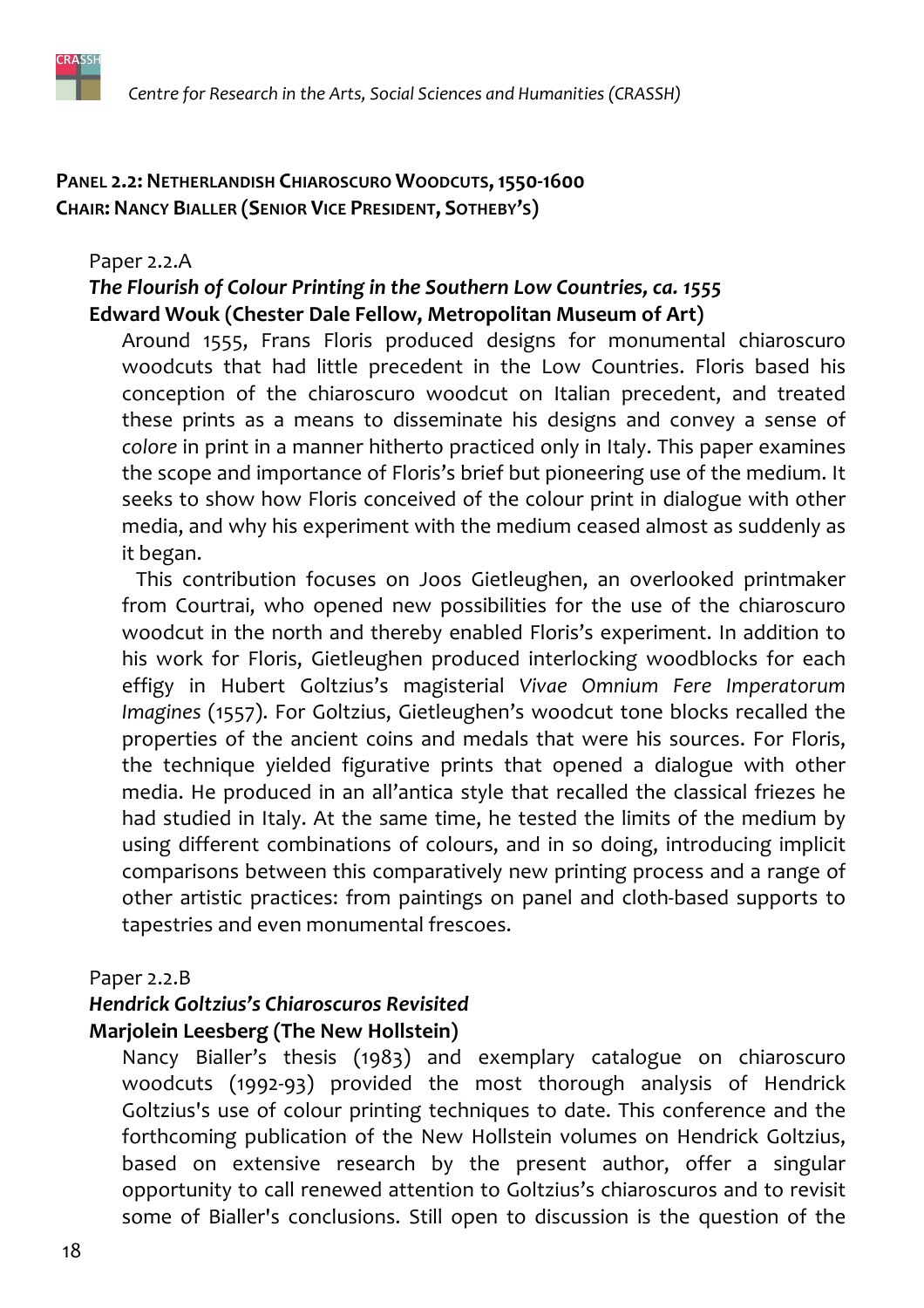**PANEL 2.2: NETHERLANDISH CHIAROSCURO WOODCUTS, 1550-1600**
**CHAIR: NANCY BIALLER (SENIOR VICE PRESIDENT, SOTHEBY'S)**

Paper 2.2.A

***The Flourish of Colour Printing in the Southern Low Countries, ca. 1555***
**Edward Wouk (Chester Dale Fellow, Metropolitan Museum of Art)**

Around 1555, Frans Floris produced designs for monumental chiaroscuro woodcuts that had little precedent in the Low Countries. Floris based his conception of the chiaroscuro woodcut on Italian precedent, and treated these prints as a means to disseminate his designs and convey a sense of *colore* in print in a manner hitherto practiced only in Italy. This paper examines the scope and importance of Floris's brief but pioneering use of the medium. It seeks to show how Floris conceived of the colour print in dialogue with other media, and why his experiment with the medium ceased almost as suddenly as it began.

This contribution focuses on Joos Gietleughen, an overlooked printmaker from Courtrai, who opened new possibilities for the use of the chiaroscuro woodcut in the north and thereby enabled Floris's experiment. In addition to his work for Floris, Gietleughen produced interlocking woodblocks for each effigy in Hubert Goltzius's magisterial *Vivae Omnium Fere Imperatorum Imagines* (1557). For Goltzius, Gietleughen's woodcut tone blocks recalled the properties of the ancient coins and medals that were his sources. For Floris, the technique yielded figurative prints that opened a dialogue with other media. He produced in an all'antica style that recalled the classical friezes he had studied in Italy. At the same time, he tested the limits of the medium by using different combinations of colours, and in so doing, introducing implicit comparisons between this comparatively new printing process and a range of other artistic practices: from paintings on panel and cloth-based supports to tapestries and even monumental frescoes.

Paper 2.2.B

***Hendrick Goltzius's Chiaroscuros Revisited***
**Marjolein Leesberg (The New Hollstein)**

Nancy Bialler's thesis (1983) and exemplary catalogue on chiaroscuro woodcuts (1992-93) provided the most thorough analysis of Hendrick Goltzius's use of colour printing techniques to date. This conference and the forthcoming publication of the New Hollstein volumes on Hendrick Goltzius, based on extensive research by the present author, offer a singular opportunity to call renewed attention to Goltzius's chiaroscuros and to revisit some of Bialler's conclusions. Still open to discussion is the question of the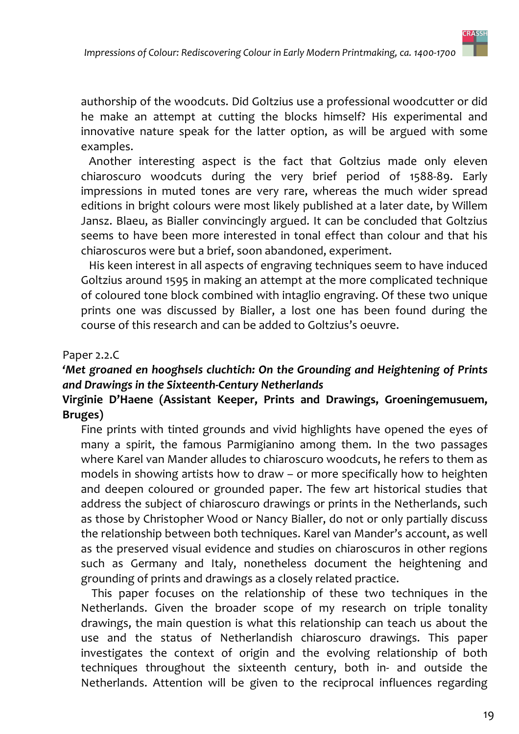authorship of the woodcuts. Did Goltzius use a professional woodcutter or did he make an attempt at cutting the blocks himself? His experimental and innovative nature speak for the latter option, as will be argued with some examples.

Another interesting aspect is the fact that Goltzius made only eleven chiaroscuro woodcuts during the very brief period of 1588-89. Early impressions in muted tones are very rare, whereas the much wider spread editions in bright colours were most likely published at a later date, by Willem Jansz. Blaeu, as Bialler convincingly argued. It can be concluded that Goltzius seems to have been more interested in tonal effect than colour and that his chiaroscuros were but a brief, soon abandoned, experiment.

His keen interest in all aspects of engraving techniques seem to have induced Goltzius around 1595 in making an attempt at the more complicated technique of coloured tone block combined with intaglio engraving. Of these two unique prints one was discussed by Bialler, a lost one has been found during the course of this research and can be added to Goltzius's oeuvre.

Paper 2.2.C

***'Met groaned en hooghsels cluchtich: On the Grounding and Heightening of Prints and Drawings in the Sixteenth-Century Netherlands***

**Virginie D'Haene (Assistant Keeper, Prints and Drawings, Groeningemusuem, Bruges)**

Fine prints with tinted grounds and vivid highlights have opened the eyes of many a spirit, the famous Parmigianino among them. In the two passages where Karel van Mander alludes to chiaroscuro woodcuts, he refers to them as models in showing artists how to draw – or more specifically how to heighten and deepen coloured or grounded paper. The few art historical studies that address the subject of chiaroscuro drawings or prints in the Netherlands, such as those by Christopher Wood or Nancy Bialler, do not or only partially discuss the relationship between both techniques. Karel van Mander's account, as well as the preserved visual evidence and studies on chiaroscuros in other regions such as Germany and Italy, nonetheless document the heightening and grounding of prints and drawings as a closely related practice.

This paper focuses on the relationship of these two techniques in the Netherlands. Given the broader scope of my research on triple tonality drawings, the main question is what this relationship can teach us about the use and the status of Netherlandish chiaroscuro drawings. This paper investigates the context of origin and the evolving relationship of both techniques throughout the sixteenth century, both in- and outside the Netherlands. Attention will be given to the reciprocal influences regarding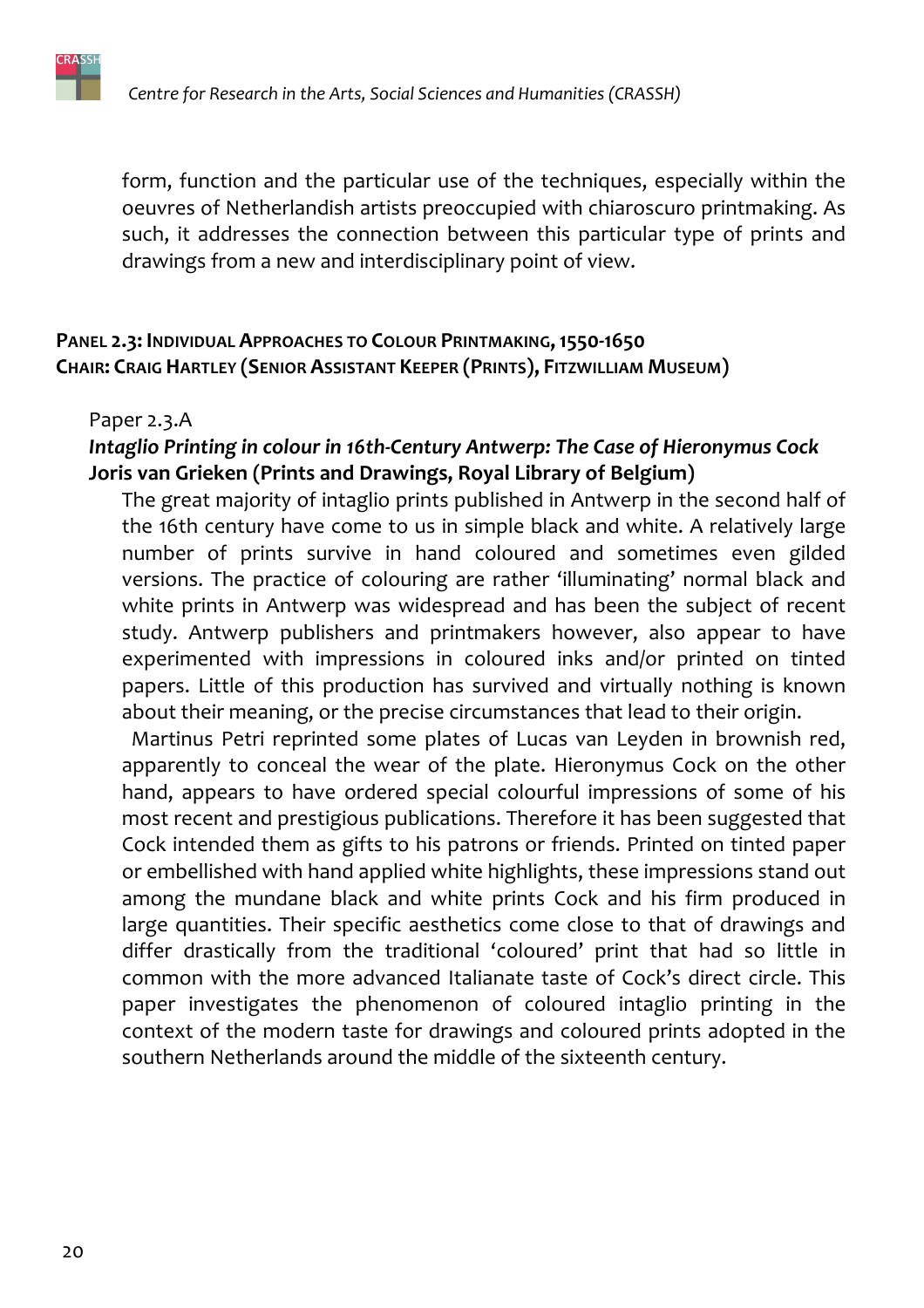form, function and the particular use of the techniques, especially within the oeuvres of Netherlandish artists preoccupied with chiaroscuro printmaking. As such, it addresses the connection between this particular type of prints and drawings from a new and interdisciplinary point of view.

## Panel 2.3: Individual Approaches to Colour Printmaking, 1550-1650
**Chair: Craig Hartley (Senior Assistant Keeper (Prints), Fitzwilliam Museum)**

Paper 2.3.A

***Intaglio Printing in colour in 16th-Century Antwerp: The Case of Hieronymus Cock***
**Joris van Grieken (Prints and Drawings, Royal Library of Belgium)**

The great majority of intaglio prints published in Antwerp in the second half of the 16th century have come to us in simple black and white. A relatively large number of prints survive in hand coloured and sometimes even gilded versions. The practice of colouring are rather 'illuminating' normal black and white prints in Antwerp was widespread and has been the subject of recent study. Antwerp publishers and printmakers however, also appear to have experimented with impressions in coloured inks and/or printed on tinted papers. Little of this production has survived and virtually nothing is known about their meaning, or the precise circumstances that lead to their origin.

Martinus Petri reprinted some plates of Lucas van Leyden in brownish red, apparently to conceal the wear of the plate. Hieronymus Cock on the other hand, appears to have ordered special colourful impressions of some of his most recent and prestigious publications. Therefore it has been suggested that Cock intended them as gifts to his patrons or friends. Printed on tinted paper or embellished with hand applied white highlights, these impressions stand out among the mundane black and white prints Cock and his firm produced in large quantities. Their specific aesthetics come close to that of drawings and differ drastically from the traditional 'coloured' print that had so little in common with the more advanced Italianate taste of Cock's direct circle. This paper investigates the phenomenon of coloured intaglio printing in the context of the modern taste for drawings and coloured prints adopted in the southern Netherlands around the middle of the sixteenth century.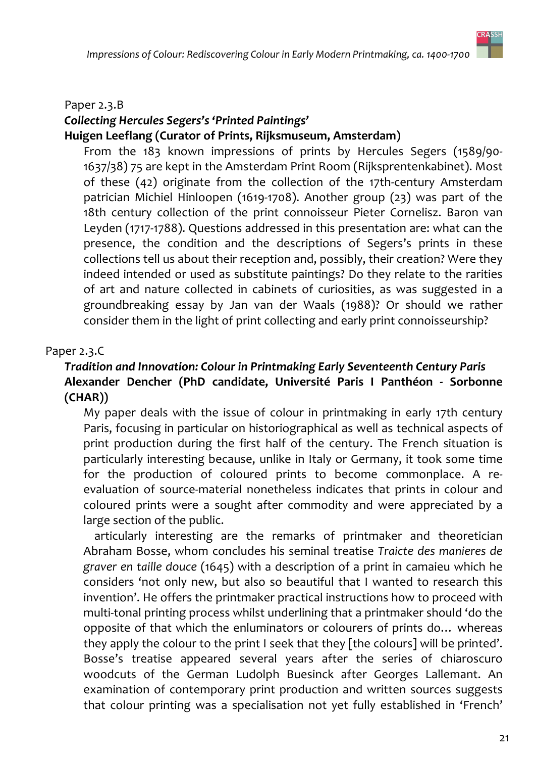Paper 2.3.B

***Collecting Hercules Segers's 'Printed Paintings'***

**Huigen Leeflang (Curator of Prints, Rijksmuseum, Amsterdam)**

From the 183 known impressions of prints by Hercules Segers (1589/90-1637/38) 75 are kept in the Amsterdam Print Room (Rijksprentenkabinet). Most of these (42) originate from the collection of the 17th-century Amsterdam patrician Michiel Hinloopen (1619-1708). Another group (23) was part of the 18th century collection of the print connoisseur Pieter Cornelisz. Baron van Leyden (1717-1788). Questions addressed in this presentation are: what can the presence, the condition and the descriptions of Segers's prints in these collections tell us about their reception and, possibly, their creation? Were they indeed intended or used as substitute paintings? Do they relate to the rarities of art and nature collected in cabinets of curiosities, as was suggested in a groundbreaking essay by Jan van der Waals (1988)? Or should we rather consider them in the light of print collecting and early print connoisseurship?

Paper 2.3.C

***Tradition and Innovation: Colour in Printmaking Early Seventeenth Century Paris***

**Alexander Dencher (PhD candidate, Université Paris I Panthéon - Sorbonne (CHAR))**

My paper deals with the issue of colour in printmaking in early 17th century Paris, focusing in particular on historiographical as well as technical aspects of print production during the first half of the century. The French situation is particularly interesting because, unlike in Italy or Germany, it took some time for the production of coloured prints to become commonplace. A re-evaluation of source-material nonetheless indicates that prints in colour and coloured prints were a sought after commodity and were appreciated by a large section of the public.

articularly interesting are the remarks of printmaker and theoretician Abraham Bosse, whom concludes his seminal treatise *Traicte des manieres de graver en taille douce* (1645) with a description of a print in camaieu which he considers 'not only new, but also so beautiful that I wanted to research this invention'. He offers the printmaker practical instructions how to proceed with multi-tonal printing process whilst underlining that a printmaker should 'do the opposite of that which the enluminators or colourers of prints do… whereas they apply the colour to the print I seek that they [the colours] will be printed'. Bosse's treatise appeared several years after the series of chiaroscuro woodcuts of the German Ludolph Buesinck after Georges Lallemant. An examination of contemporary print production and written sources suggests that colour printing was a specialisation not yet fully established in 'French'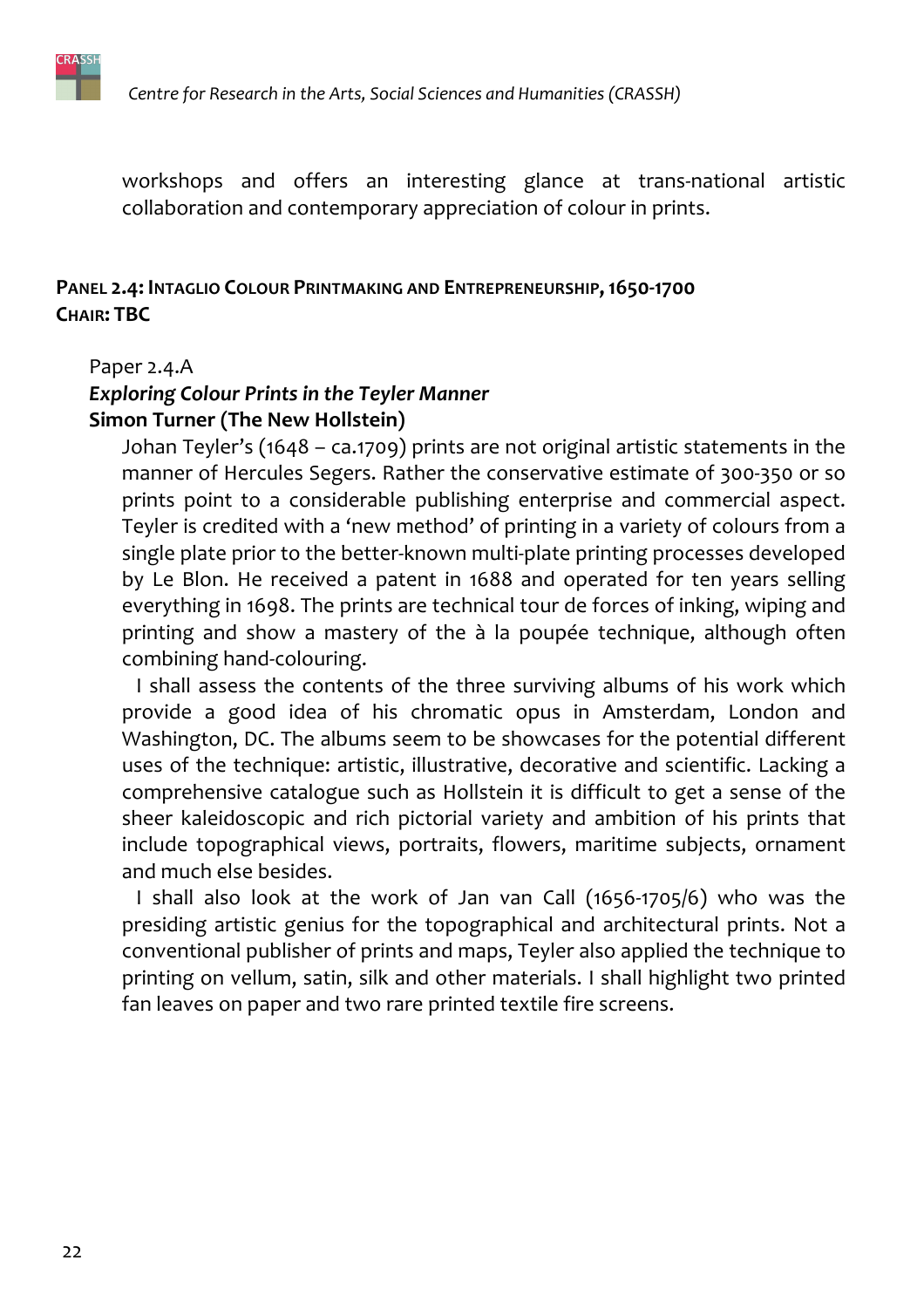workshops and offers an interesting glance at trans-national artistic collaboration and contemporary appreciation of colour in prints.

## Panel 2.4: Intaglio Colour Printmaking and Entrepreneurship, 1650-1700

**Chair: TBC**

Paper 2.4.A

***Exploring Colour Prints in the Teyler Manner***

**Simon Turner (The New Hollstein)**

Johan Teyler's (1648 – ca.1709) prints are not original artistic statements in the manner of Hercules Segers. Rather the conservative estimate of 300-350 or so prints point to a considerable publishing enterprise and commercial aspect. Teyler is credited with a 'new method' of printing in a variety of colours from a single plate prior to the better-known multi-plate printing processes developed by Le Blon. He received a patent in 1688 and operated for ten years selling everything in 1698. The prints are technical tour de forces of inking, wiping and printing and show a mastery of the à la poupée technique, although often combining hand-colouring.

I shall assess the contents of the three surviving albums of his work which provide a good idea of his chromatic opus in Amsterdam, London and Washington, DC. The albums seem to be showcases for the potential different uses of the technique: artistic, illustrative, decorative and scientific. Lacking a comprehensive catalogue such as Hollstein it is difficult to get a sense of the sheer kaleidoscopic and rich pictorial variety and ambition of his prints that include topographical views, portraits, flowers, maritime subjects, ornament and much else besides.

I shall also look at the work of Jan van Call (1656-1705/6) who was the presiding artistic genius for the topographical and architectural prints. Not a conventional publisher of prints and maps, Teyler also applied the technique to printing on vellum, satin, silk and other materials. I shall highlight two printed fan leaves on paper and two rare printed textile fire screens.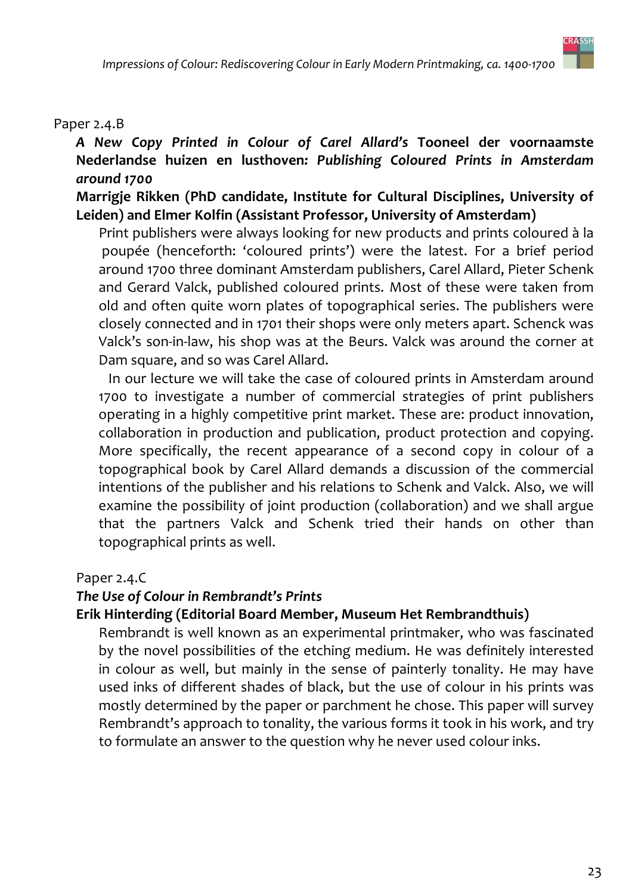Paper 2.4.B

***A New Copy Printed in Colour of Carel Allard's* Tooneel der voornaamste Nederlandse huizen en lusthoven*: Publishing Coloured Prints in Amsterdam around 1700***

**Marrigje Rikken (PhD candidate, Institute for Cultural Disciplines, University of Leiden) and Elmer Kolfin (Assistant Professor, University of Amsterdam)**

Print publishers were always looking for new products and prints coloured à la poupée (henceforth: 'coloured prints') were the latest. For a brief period around 1700 three dominant Amsterdam publishers, Carel Allard, Pieter Schenk and Gerard Valck, published coloured prints. Most of these were taken from old and often quite worn plates of topographical series. The publishers were closely connected and in 1701 their shops were only meters apart. Schenck was Valck's son-in-law, his shop was at the Beurs. Valck was around the corner at Dam square, and so was Carel Allard.

In our lecture we will take the case of coloured prints in Amsterdam around 1700 to investigate a number of commercial strategies of print publishers operating in a highly competitive print market. These are: product innovation, collaboration in production and publication, product protection and copying. More specifically, the recent appearance of a second copy in colour of a topographical book by Carel Allard demands a discussion of the commercial intentions of the publisher and his relations to Schenk and Valck. Also, we will examine the possibility of joint production (collaboration) and we shall argue that the partners Valck and Schenk tried their hands on other than topographical prints as well.

Paper 2.4.C

***The Use of Colour in Rembrandt's Prints***

**Erik Hinterding (Editorial Board Member, Museum Het Rembrandthuis)**

Rembrandt is well known as an experimental printmaker, who was fascinated by the novel possibilities of the etching medium. He was definitely interested in colour as well, but mainly in the sense of painterly tonality. He may have used inks of different shades of black, but the use of colour in his prints was mostly determined by the paper or parchment he chose. This paper will survey Rembrandt's approach to tonality, the various forms it took in his work, and try to formulate an answer to the question why he never used colour inks.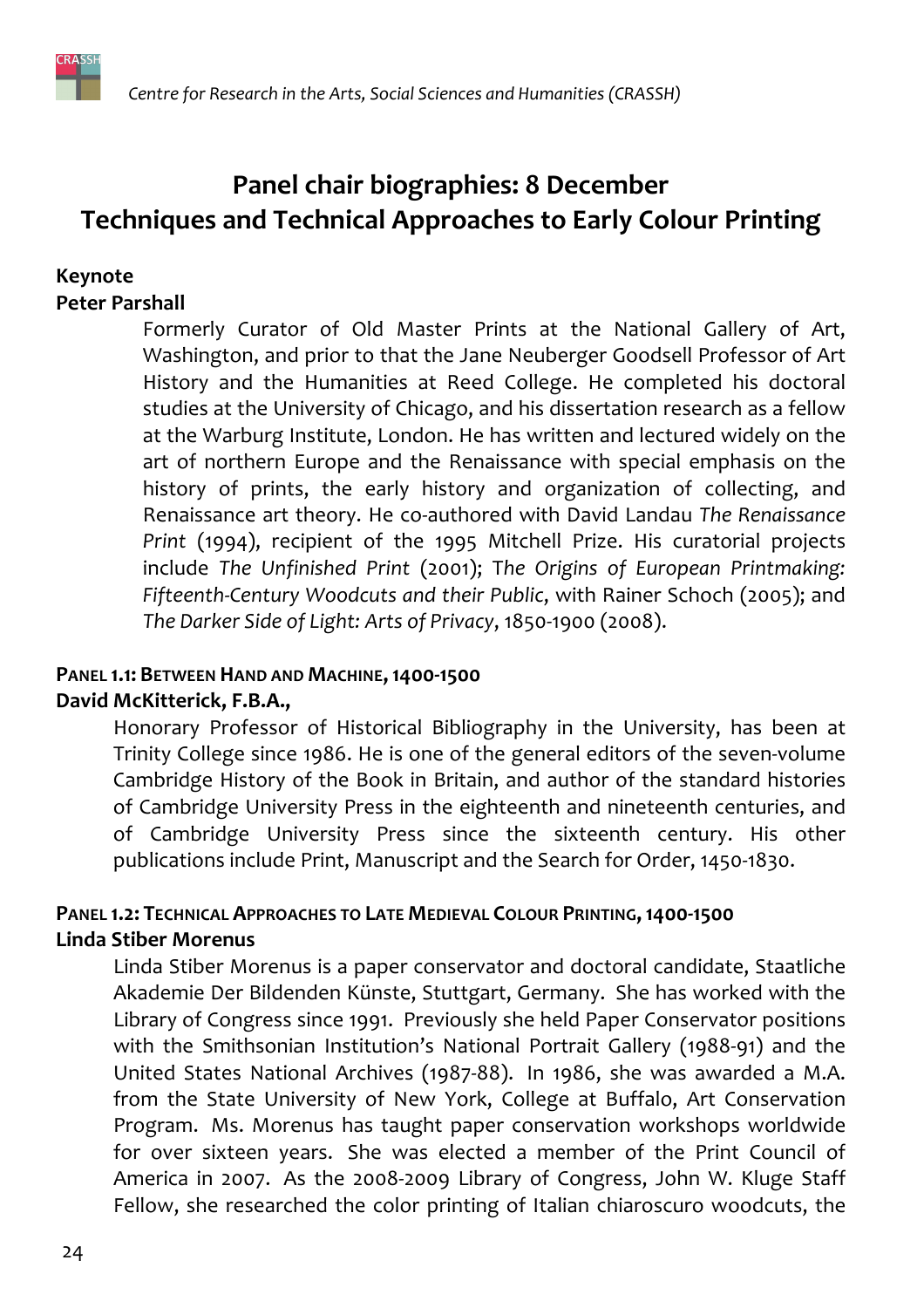# Panel chair biographies: 8 December
# Techniques and Technical Approaches to Early Colour Printing

**Keynote**

**Peter Parshall**

Formerly Curator of Old Master Prints at the National Gallery of Art, Washington, and prior to that the Jane Neuberger Goodsell Professor of Art History and the Humanities at Reed College. He completed his doctoral studies at the University of Chicago, and his dissertation research as a fellow at the Warburg Institute, London. He has written and lectured widely on the art of northern Europe and the Renaissance with special emphasis on the history of prints, the early history and organization of collecting, and Renaissance art theory. He co-authored with David Landau *The Renaissance Print* (1994), recipient of the 1995 Mitchell Prize. His curatorial projects include *The Unfinished Print* (2001); *The Origins of European Printmaking: Fifteenth-Century Woodcuts and their Public*, with Rainer Schoch (2005); and *The Darker Side of Light: Arts of Privacy*, 1850-1900 (2008).

**PANEL 1.1: BETWEEN HAND AND MACHINE, 1400-1500**

**David McKitterick, F.B.A.,**

Honorary Professor of Historical Bibliography in the University, has been at Trinity College since 1986. He is one of the general editors of the seven-volume Cambridge History of the Book in Britain, and author of the standard histories of Cambridge University Press in the eighteenth and nineteenth centuries, and of Cambridge University Press since the sixteenth century. His other publications include Print, Manuscript and the Search for Order, 1450-1830.

**PANEL 1.2: TECHNICAL APPROACHES TO LATE MEDIEVAL COLOUR PRINTING, 1400-1500**

**Linda Stiber Morenus**

Linda Stiber Morenus is a paper conservator and doctoral candidate, Staatliche Akademie Der Bildenden Künste, Stuttgart, Germany. She has worked with the Library of Congress since 1991. Previously she held Paper Conservator positions with the Smithsonian Institution's National Portrait Gallery (1988-91) and the United States National Archives (1987-88). In 1986, she was awarded a M.A. from the State University of New York, College at Buffalo, Art Conservation Program. Ms. Morenus has taught paper conservation workshops worldwide for over sixteen years. She was elected a member of the Print Council of America in 2007. As the 2008-2009 Library of Congress, John W. Kluge Staff Fellow, she researched the color printing of Italian chiaroscuro woodcuts, the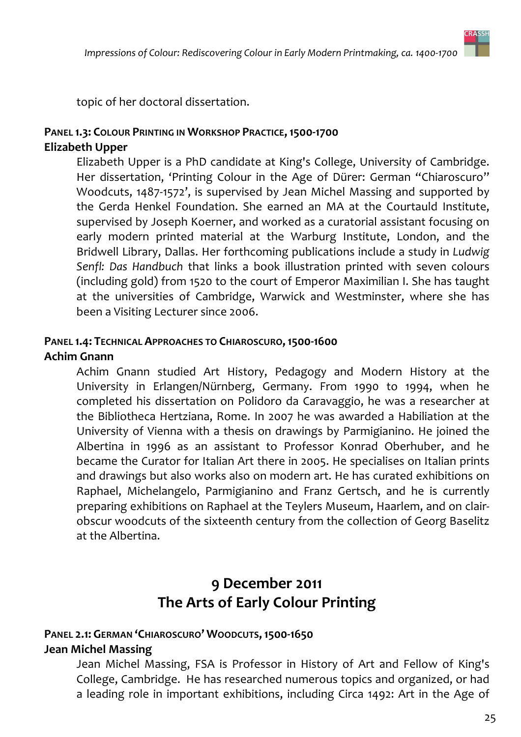topic of her doctoral dissertation.

#### Panel 1.3: Colour Printing in Workshop Practice, 1500-1700

**Elizabeth Upper**

Elizabeth Upper is a PhD candidate at King's College, University of Cambridge. Her dissertation, 'Printing Colour in the Age of Dürer: German "Chiaroscuro" Woodcuts, 1487-1572', is supervised by Jean Michel Massing and supported by the Gerda Henkel Foundation. She earned an MA at the Courtauld Institute, supervised by Joseph Koerner, and worked as a curatorial assistant focusing on early modern printed material at the Warburg Institute, London, and the Bridwell Library, Dallas. Her forthcoming publications include a study in *Ludwig Senfl: Das Handbuch* that links a book illustration printed with seven colours (including gold) from 1520 to the court of Emperor Maximilian I. She has taught at the universities of Cambridge, Warwick and Westminster, where she has been a Visiting Lecturer since 2006.

#### Panel 1.4: Technical Approaches to Chiaroscuro, 1500-1600

**Achim Gnann**

Achim Gnann studied Art History, Pedagogy and Modern History at the University in Erlangen/Nürnberg, Germany. From 1990 to 1994, when he completed his dissertation on Polidoro da Caravaggio, he was a researcher at the Bibliotheca Hertziana, Rome. In 2007 he was awarded a Habiliation at the University of Vienna with a thesis on drawings by Parmigianino. He joined the Albertina in 1996 as an assistant to Professor Konrad Oberhuber, and he became the Curator for Italian Art there in 2005. He specialises on Italian prints and drawings but also works also on modern art. He has curated exhibitions on Raphael, Michelangelo, Parmigianino and Franz Gertsch, and he is currently preparing exhibitions on Raphael at the Teylers Museum, Haarlem, and on clair-obscur woodcuts of the sixteenth century from the collection of Georg Baselitz at the Albertina.

## 9 December 2011
## The Arts of Early Colour Printing

#### Panel 2.1: German 'Chiaroscuro' Woodcuts, 1500-1650

**Jean Michel Massing**

Jean Michel Massing, FSA is Professor in History of Art and Fellow of King's College, Cambridge. He has researched numerous topics and organized, or had a leading role in important exhibitions, including Circa 1492: Art in the Age of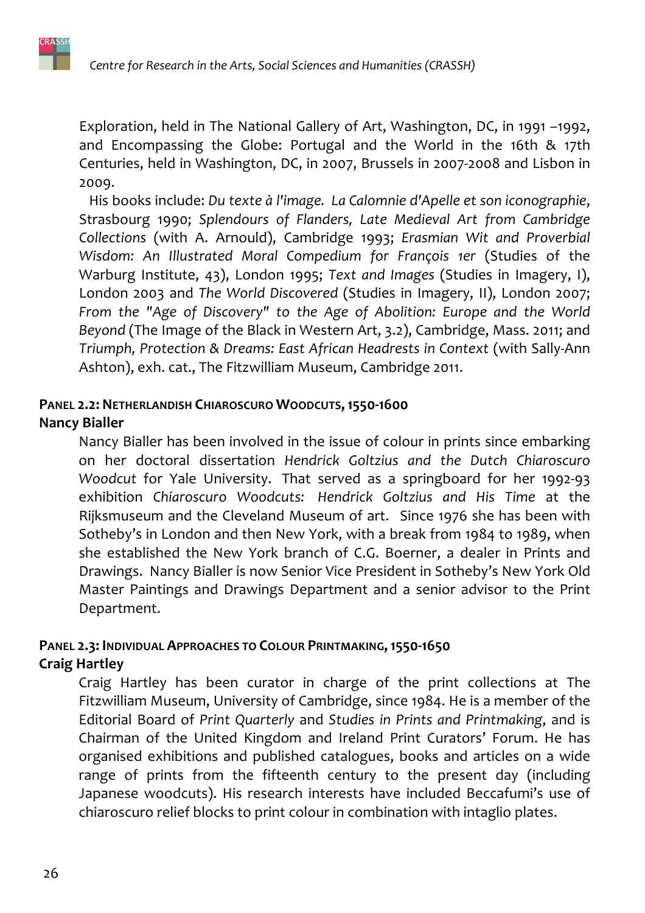Exploration, held in The National Gallery of Art, Washington, DC, in 1991 –1992, and Encompassing the Globe: Portugal and the World in the 16th & 17th Centuries, held in Washington, DC, in 2007, Brussels in 2007-2008 and Lisbon in 2009.

His books include: *Du texte à l'image. La Calomnie d'Apelle et son iconographie*, Strasbourg 1990; *Splendours of Flanders, Late Medieval Art from Cambridge Collections* (with A. Arnould), Cambridge 1993; *Erasmian Wit and Proverbial Wisdom: An Illustrated Moral Compedium for François 1er* (Studies of the Warburg Institute, 43), London 1995; *Text and Images* (Studies in Imagery, I), London 2003 and *The World Discovered* (Studies in Imagery, II), London 2007; *From the "Age of Discovery" to the Age of Abolition: Europe and the World Beyond* (The Image of the Black in Western Art, 3.2), Cambridge, Mass. 2011; and *Triumph, Protection & Dreams: East African Headrests in Context* (with Sally-Ann Ashton), exh. cat., The Fitzwilliam Museum, Cambridge 2011.

## Panel 2.2: Netherlandish Chiaroscuro Woodcuts, 1550-1600

**Nancy Bialler**

Nancy Bialler has been involved in the issue of colour in prints since embarking on her doctoral dissertation *Hendrick Goltzius and the Dutch Chiaroscuro Woodcut* for Yale University. That served as a springboard for her 1992-93 exhibition *Chiaroscuro Woodcuts: Hendrick Goltzius and His Time* at the Rijksmuseum and the Cleveland Museum of art. Since 1976 she has been with Sotheby's in London and then New York, with a break from 1984 to 1989, when she established the New York branch of C.G. Boerner, a dealer in Prints and Drawings. Nancy Bialler is now Senior Vice President in Sotheby's New York Old Master Paintings and Drawings Department and a senior advisor to the Print Department.

## Panel 2.3: Individual Approaches to Colour Printmaking, 1550-1650

**Craig Hartley**

Craig Hartley has been curator in charge of the print collections at The Fitzwilliam Museum, University of Cambridge, since 1984. He is a member of the Editorial Board of *Print Quarterly* and *Studies in Prints and Printmaking*, and is Chairman of the United Kingdom and Ireland Print Curators' Forum. He has organised exhibitions and published catalogues, books and articles on a wide range of prints from the fifteenth century to the present day (including Japanese woodcuts). His research interests have included Beccafumi's use of chiaroscuro relief blocks to print colour in combination with intaglio plates.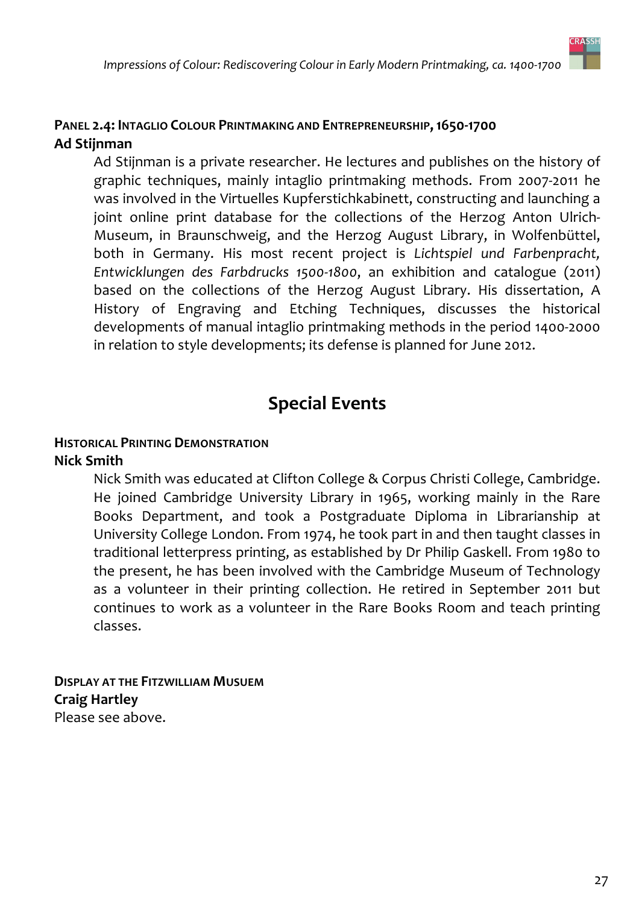### Panel 2.4: Intaglio Colour Printmaking and Entrepreneurship, 1650-1700

**Ad Stijnman**

Ad Stijnman is a private researcher. He lectures and publishes on the history of graphic techniques, mainly intaglio printmaking methods. From 2007-2011 he was involved in the Virtuelles Kupferstichkabinett, constructing and launching a joint online print database for the collections of the Herzog Anton Ulrich-Museum, in Braunschweig, and the Herzog August Library, in Wolfenbüttel, both in Germany. His most recent project is *Lichtspiel und Farbenpracht, Entwicklungen des Farbdrucks 1500-1800*, an exhibition and catalogue (2011) based on the collections of the Herzog August Library. His dissertation, A History of Engraving and Etching Techniques, discusses the historical developments of manual intaglio printmaking methods in the period 1400-2000 in relation to style developments; its defense is planned for June 2012.

## Special Events

### Historical Printing Demonstration

**Nick Smith**

Nick Smith was educated at Clifton College & Corpus Christi College, Cambridge. He joined Cambridge University Library in 1965, working mainly in the Rare Books Department, and took a Postgraduate Diploma in Librarianship at University College London. From 1974, he took part in and then taught classes in traditional letterpress printing, as established by Dr Philip Gaskell. From 1980 to the present, he has been involved with the Cambridge Museum of Technology as a volunteer in their printing collection. He retired in September 2011 but continues to work as a volunteer in the Rare Books Room and teach printing classes.

### Display at the Fitzwilliam Musuem

**Craig Hartley**

Please see above.